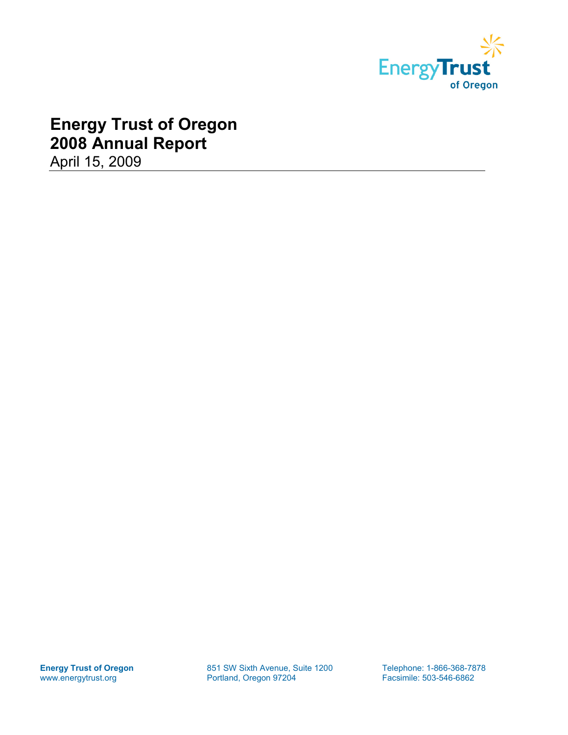Energy Trust of Oregon

# Energy Trust of Oregon
# 2008 Annual Report

April 15, 2009

**Energy Trust of Oregon**
www.energytrust.org

851 SW Sixth Avenue, Suite 1200
Portland, Oregon 97204

Telephone: 1-866-368-7878
Facsimile: 503-546-6862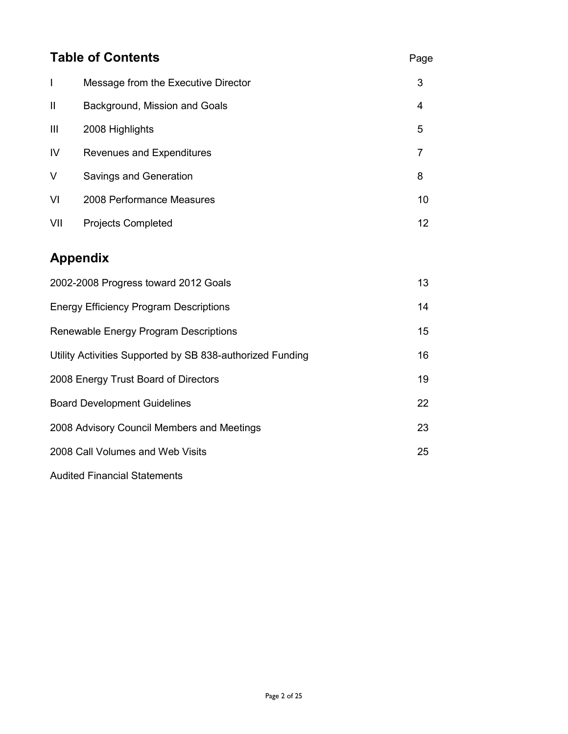## Table of Contents

| | | Page |
|---|---|---|
| I | Message from the Executive Director | 3 |
| II | Background, Mission and Goals | 4 |
| III | 2008 Highlights | 5 |
| IV | Revenues and Expenditures | 7 |
| V | Savings and Generation | 8 |
| VI | 2008 Performance Measures | 10 |
| VII | Projects Completed | 12 |

## Appendix

| | |
|---|---|
| 2002-2008 Progress toward 2012 Goals | 13 |
| Energy Efficiency Program Descriptions | 14 |
| Renewable Energy Program Descriptions | 15 |
| Utility Activities Supported by SB 838-authorized Funding | 16 |
| 2008 Energy Trust Board of Directors | 19 |
| Board Development Guidelines | 22 |
| 2008 Advisory Council Members and Meetings | 23 |
| 2008 Call Volumes and Web Visits | 25 |
| Audited Financial Statements | |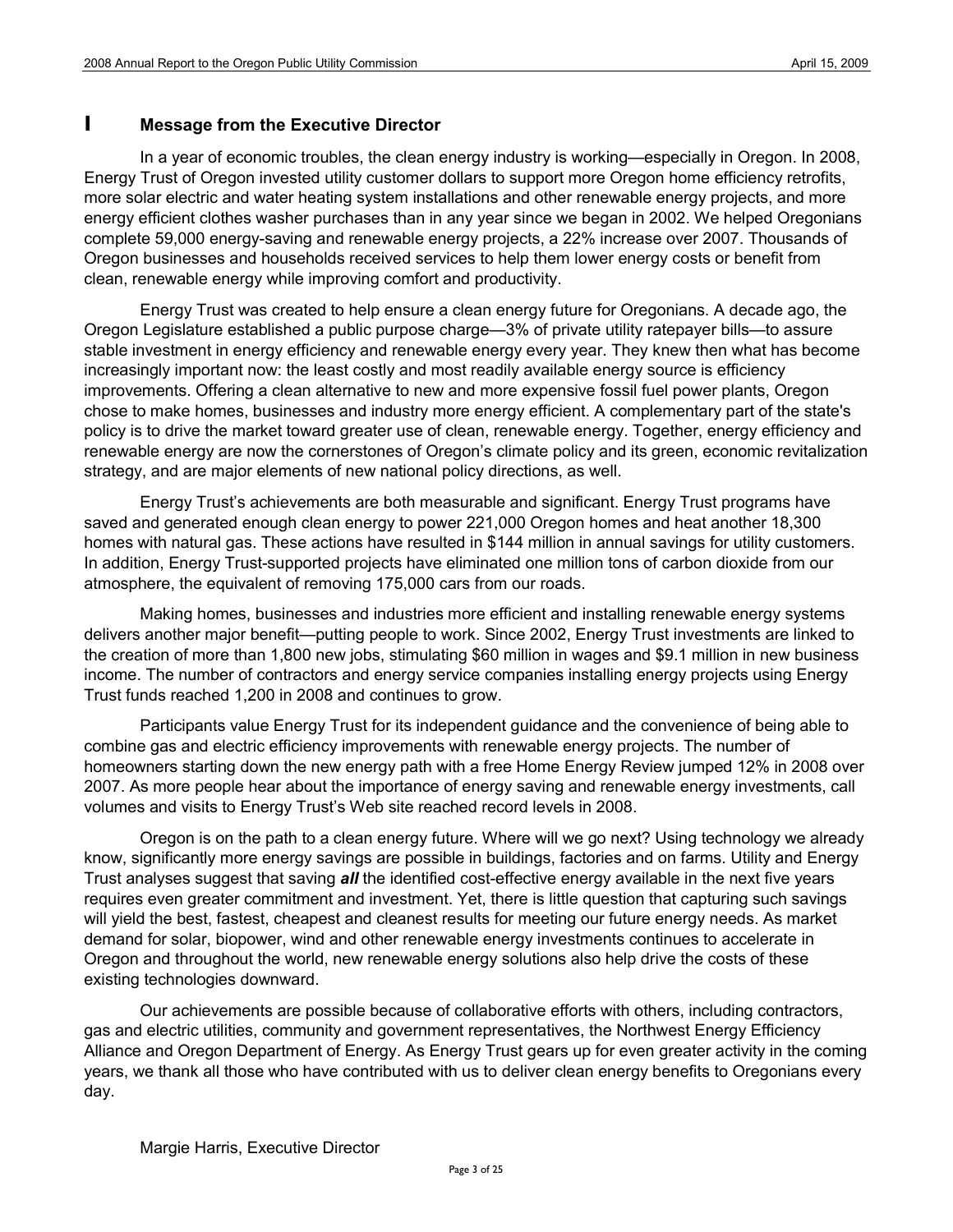# I Message from the Executive Director

In a year of economic troubles, the clean energy industry is working—especially in Oregon. In 2008, Energy Trust of Oregon invested utility customer dollars to support more Oregon home efficiency retrofits, more solar electric and water heating system installations and other renewable energy projects, and more energy efficient clothes washer purchases than in any year since we began in 2002. We helped Oregonians complete 59,000 energy-saving and renewable energy projects, a 22% increase over 2007. Thousands of Oregon businesses and households received services to help them lower energy costs or benefit from clean, renewable energy while improving comfort and productivity.

Energy Trust was created to help ensure a clean energy future for Oregonians. A decade ago, the Oregon Legislature established a public purpose charge—3% of private utility ratepayer bills—to assure stable investment in energy efficiency and renewable energy every year. They knew then what has become increasingly important now: the least costly and most readily available energy source is efficiency improvements. Offering a clean alternative to new and more expensive fossil fuel power plants, Oregon chose to make homes, businesses and industry more energy efficient. A complementary part of the state's policy is to drive the market toward greater use of clean, renewable energy. Together, energy efficiency and renewable energy are now the cornerstones of Oregon's climate policy and its green, economic revitalization strategy, and are major elements of new national policy directions, as well.

Energy Trust's achievements are both measurable and significant. Energy Trust programs have saved and generated enough clean energy to power 221,000 Oregon homes and heat another 18,300 homes with natural gas. These actions have resulted in $144 million in annual savings for utility customers. In addition, Energy Trust-supported projects have eliminated one million tons of carbon dioxide from our atmosphere, the equivalent of removing 175,000 cars from our roads.

Making homes, businesses and industries more efficient and installing renewable energy systems delivers another major benefit—putting people to work. Since 2002, Energy Trust investments are linked to the creation of more than 1,800 new jobs, stimulating $60 million in wages and $9.1 million in new business income. The number of contractors and energy service companies installing energy projects using Energy Trust funds reached 1,200 in 2008 and continues to grow.

Participants value Energy Trust for its independent guidance and the convenience of being able to combine gas and electric efficiency improvements with renewable energy projects. The number of homeowners starting down the new energy path with a free Home Energy Review jumped 12% in 2008 over 2007. As more people hear about the importance of energy saving and renewable energy investments, call volumes and visits to Energy Trust's Web site reached record levels in 2008.

Oregon is on the path to a clean energy future. Where will we go next? Using technology we already know, significantly more energy savings are possible in buildings, factories and on farms. Utility and Energy Trust analyses suggest that saving ***all*** the identified cost-effective energy available in the next five years requires even greater commitment and investment. Yet, there is little question that capturing such savings will yield the best, fastest, cheapest and cleanest results for meeting our future energy needs. As market demand for solar, biopower, wind and other renewable energy investments continues to accelerate in Oregon and throughout the world, new renewable energy solutions also help drive the costs of these existing technologies downward.

Our achievements are possible because of collaborative efforts with others, including contractors, gas and electric utilities, community and government representatives, the Northwest Energy Efficiency Alliance and Oregon Department of Energy. As Energy Trust gears up for even greater activity in the coming years, we thank all those who have contributed with us to deliver clean energy benefits to Oregonians every day.

Margie Harris, Executive Director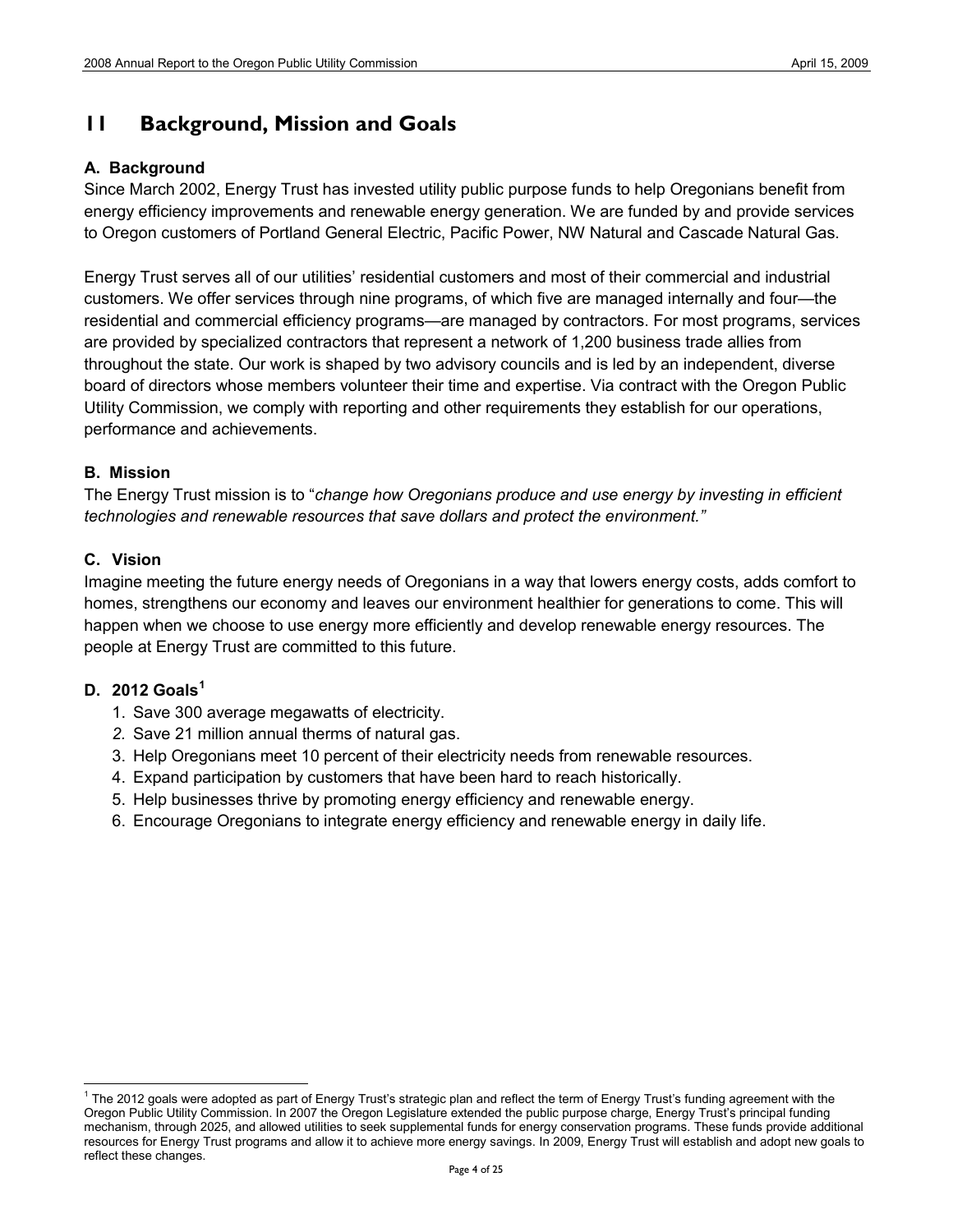# 11 Background, Mission and Goals

### A. Background

Since March 2002, Energy Trust has invested utility public purpose funds to help Oregonians benefit from energy efficiency improvements and renewable energy generation. We are funded by and provide services to Oregon customers of Portland General Electric, Pacific Power, NW Natural and Cascade Natural Gas.

Energy Trust serves all of our utilities' residential customers and most of their commercial and industrial customers. We offer services through nine programs, of which five are managed internally and four—the residential and commercial efficiency programs—are managed by contractors. For most programs, services are provided by specialized contractors that represent a network of 1,200 business trade allies from throughout the state. Our work is shaped by two advisory councils and is led by an independent, diverse board of directors whose members volunteer their time and expertise. Via contract with the Oregon Public Utility Commission, we comply with reporting and other requirements they establish for our operations, performance and achievements.

### B. Mission

The Energy Trust mission is to "*change how Oregonians produce and use energy by investing in efficient technologies and renewable resources that save dollars and protect the environment."*

### C. Vision

Imagine meeting the future energy needs of Oregonians in a way that lowers energy costs, adds comfort to homes, strengthens our economy and leaves our environment healthier for generations to come. This will happen when we choose to use energy more efficiently and develop renewable energy resources. The people at Energy Trust are committed to this future.

### D. 2012 Goals[1]

1. Save 300 average megawatts of electricity.
2. Save 21 million annual therms of natural gas.
3. Help Oregonians meet 10 percent of their electricity needs from renewable resources.
4. Expand participation by customers that have been hard to reach historically.
5. Help businesses thrive by promoting energy efficiency and renewable energy.
6. Encourage Oregonians to integrate energy efficiency and renewable energy in daily life.

---

[1] The 2012 goals were adopted as part of Energy Trust's strategic plan and reflect the term of Energy Trust's funding agreement with the Oregon Public Utility Commission. In 2007 the Oregon Legislature extended the public purpose charge, Energy Trust's principal funding mechanism, through 2025, and allowed utilities to seek supplemental funds for energy conservation programs. These funds provide additional resources for Energy Trust programs and allow it to achieve more energy savings. In 2009, Energy Trust will establish and adopt new goals to reflect these changes.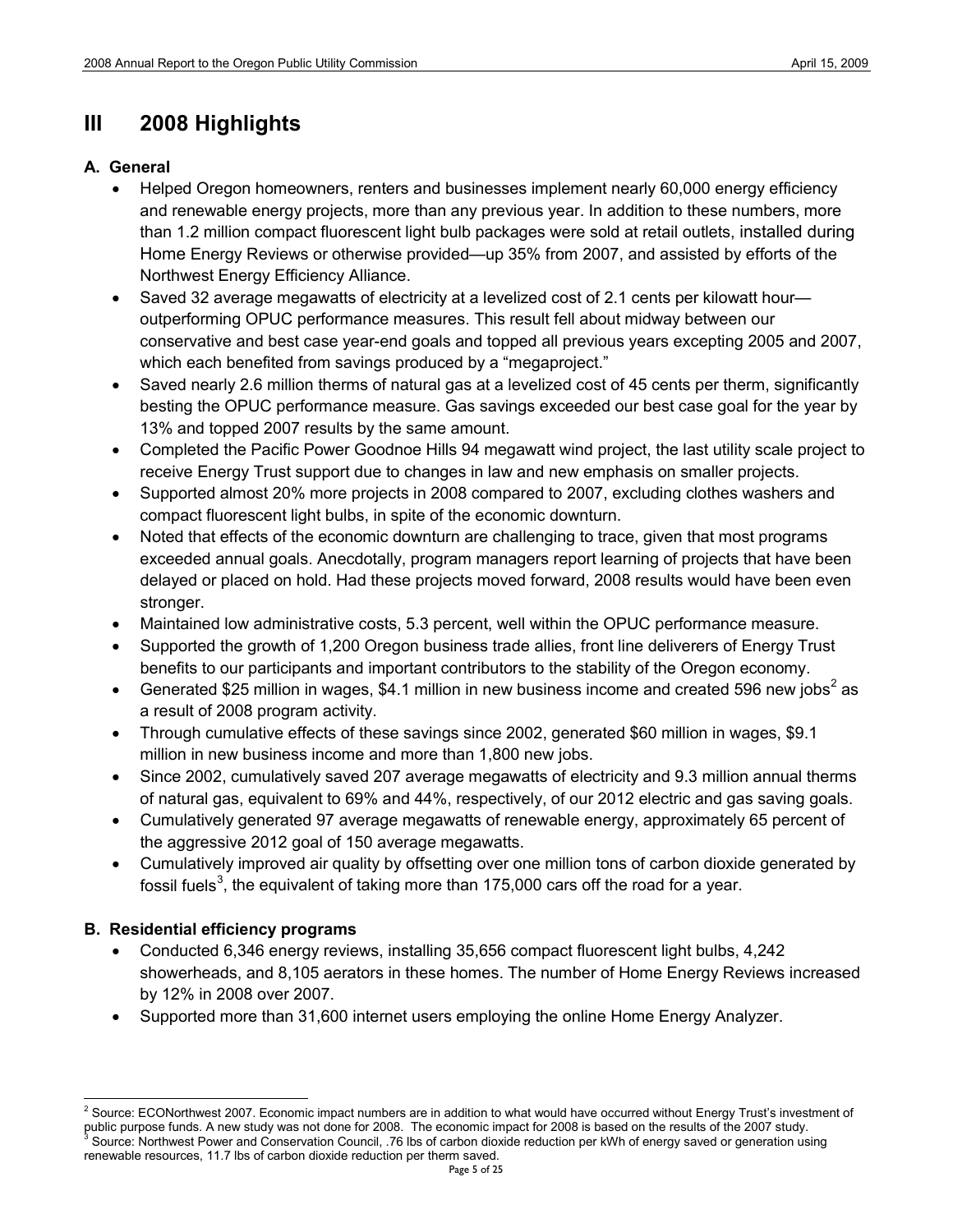## III 2008 Highlights

### A. General

- Helped Oregon homeowners, renters and businesses implement nearly 60,000 energy efficiency and renewable energy projects, more than any previous year. In addition to these numbers, more than 1.2 million compact fluorescent light bulb packages were sold at retail outlets, installed during Home Energy Reviews or otherwise provided—up 35% from 2007, and assisted by efforts of the Northwest Energy Efficiency Alliance.
- Saved 32 average megawatts of electricity at a levelized cost of 2.1 cents per kilowatt hour—outperforming OPUC performance measures. This result fell about midway between our conservative and best case year-end goals and topped all previous years excepting 2005 and 2007, which each benefited from savings produced by a "megaproject."
- Saved nearly 2.6 million therms of natural gas at a levelized cost of 45 cents per therm, significantly besting the OPUC performance measure. Gas savings exceeded our best case goal for the year by 13% and topped 2007 results by the same amount.
- Completed the Pacific Power Goodnoe Hills 94 megawatt wind project, the last utility scale project to receive Energy Trust support due to changes in law and new emphasis on smaller projects.
- Supported almost 20% more projects in 2008 compared to 2007, excluding clothes washers and compact fluorescent light bulbs, in spite of the economic downturn.
- Noted that effects of the economic downturn are challenging to trace, given that most programs exceeded annual goals. Anecdotally, program managers report learning of projects that have been delayed or placed on hold. Had these projects moved forward, 2008 results would have been even stronger.
- Maintained low administrative costs, 5.3 percent, well within the OPUC performance measure.
- Supported the growth of 1,200 Oregon business trade allies, front line deliverers of Energy Trust benefits to our participants and important contributors to the stability of the Oregon economy.
- Generated $25 million in wages, $4.1 million in new business income and created 596 new jobs[2] as a result of 2008 program activity.
- Through cumulative effects of these savings since 2002, generated $60 million in wages, $9.1 million in new business income and more than 1,800 new jobs.
- Since 2002, cumulatively saved 207 average megawatts of electricity and 9.3 million annual therms of natural gas, equivalent to 69% and 44%, respectively, of our 2012 electric and gas saving goals.
- Cumulatively generated 97 average megawatts of renewable energy, approximately 65 percent of the aggressive 2012 goal of 150 average megawatts.
- Cumulatively improved air quality by offsetting over one million tons of carbon dioxide generated by fossil fuels[3], the equivalent of taking more than 175,000 cars off the road for a year.

### B. Residential efficiency programs

- Conducted 6,346 energy reviews, installing 35,656 compact fluorescent light bulbs, 4,242 showerheads, and 8,105 aerators in these homes. The number of Home Energy Reviews increased by 12% in 2008 over 2007.
- Supported more than 31,600 internet users employing the online Home Energy Analyzer.

---

[2] Source: ECONorthwest 2007. Economic impact numbers are in addition to what would have occurred without Energy Trust's investment of public purpose funds. A new study was not done for 2008. The economic impact for 2008 is based on the results of the 2007 study.

[3] Source: Northwest Power and Conservation Council, .76 lbs of carbon dioxide reduction per kWh of energy saved or generation using renewable resources, 11.7 lbs of carbon dioxide reduction per therm saved.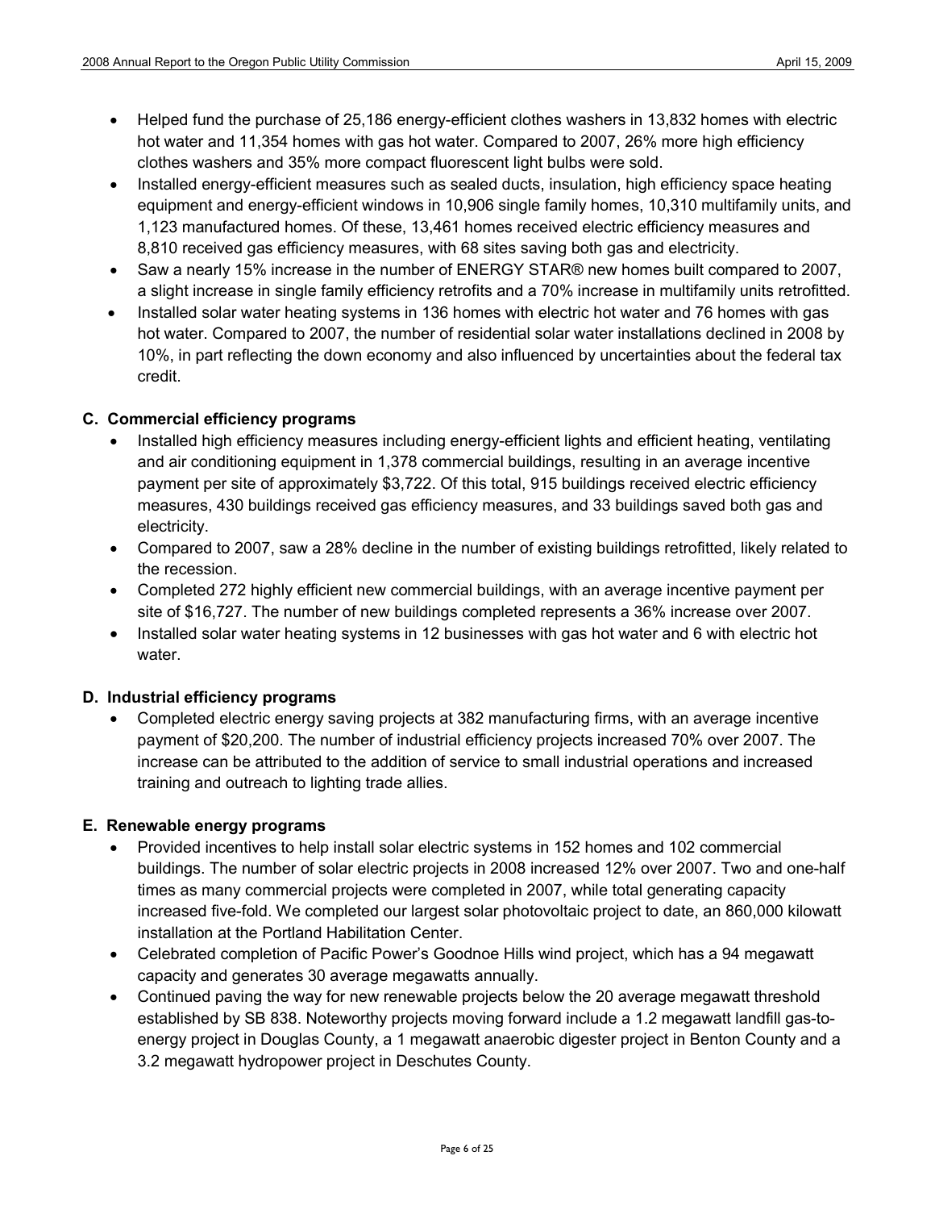- Helped fund the purchase of 25,186 energy-efficient clothes washers in 13,832 homes with electric hot water and 11,354 homes with gas hot water. Compared to 2007, 26% more high efficiency clothes washers and 35% more compact fluorescent light bulbs were sold.
- Installed energy-efficient measures such as sealed ducts, insulation, high efficiency space heating equipment and energy-efficient windows in 10,906 single family homes, 10,310 multifamily units, and 1,123 manufactured homes. Of these, 13,461 homes received electric efficiency measures and 8,810 received gas efficiency measures, with 68 sites saving both gas and electricity.
- Saw a nearly 15% increase in the number of ENERGY STAR® new homes built compared to 2007, a slight increase in single family efficiency retrofits and a 70% increase in multifamily units retrofitted.
- Installed solar water heating systems in 136 homes with electric hot water and 76 homes with gas hot water. Compared to 2007, the number of residential solar water installations declined in 2008 by 10%, in part reflecting the down economy and also influenced by uncertainties about the federal tax credit.

### C. Commercial efficiency programs

- Installed high efficiency measures including energy-efficient lights and efficient heating, ventilating and air conditioning equipment in 1,378 commercial buildings, resulting in an average incentive payment per site of approximately $3,722. Of this total, 915 buildings received electric efficiency measures, 430 buildings received gas efficiency measures, and 33 buildings saved both gas and electricity.
- Compared to 2007, saw a 28% decline in the number of existing buildings retrofitted, likely related to the recession.
- Completed 272 highly efficient new commercial buildings, with an average incentive payment per site of $16,727. The number of new buildings completed represents a 36% increase over 2007.
- Installed solar water heating systems in 12 businesses with gas hot water and 6 with electric hot water.

### D. Industrial efficiency programs

- Completed electric energy saving projects at 382 manufacturing firms, with an average incentive payment of $20,200. The number of industrial efficiency projects increased 70% over 2007. The increase can be attributed to the addition of service to small industrial operations and increased training and outreach to lighting trade allies.

### E. Renewable energy programs

- Provided incentives to help install solar electric systems in 152 homes and 102 commercial buildings. The number of solar electric projects in 2008 increased 12% over 2007. Two and one-half times as many commercial projects were completed in 2007, while total generating capacity increased five-fold. We completed our largest solar photovoltaic project to date, an 860,000 kilowatt installation at the Portland Habilitation Center.
- Celebrated completion of Pacific Power's Goodnoe Hills wind project, which has a 94 megawatt capacity and generates 30 average megawatts annually.
- Continued paving the way for new renewable projects below the 20 average megawatt threshold established by SB 838. Noteworthy projects moving forward include a 1.2 megawatt landfill gas-to-energy project in Douglas County, a 1 megawatt anaerobic digester project in Benton County and a 3.2 megawatt hydropower project in Deschutes County.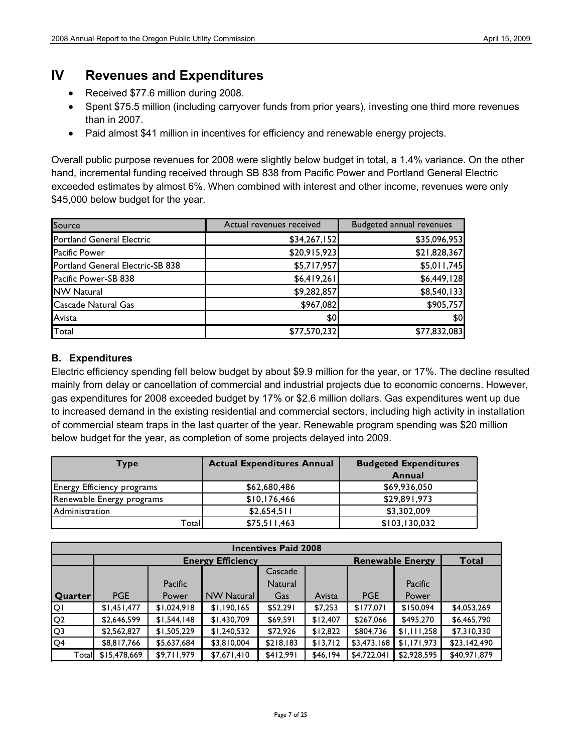# IV Revenues and Expenditures

- Received $77.6 million during 2008.
- Spent $75.5 million (including carryover funds from prior years), investing one third more revenues than in 2007.
- Paid almost $41 million in incentives for efficiency and renewable energy projects.

Overall public purpose revenues for 2008 were slightly below budget in total, a 1.4% variance. On the other hand, incremental funding received through SB 838 from Pacific Power and Portland General Electric exceeded estimates by almost 6%. When combined with interest and other income, revenues were only $45,000 below budget for the year.

| Source | Actual revenues received | Budgeted annual revenues |
|---|---|---|
| Portland General Electric | $34,267,152 | $35,096,953 |
| Pacific Power | $20,915,923 | $21,828,367 |
| Portland General Electric-SB 838 | $5,717,957 | $5,011,745 |
| Pacific Power-SB 838 | $6,419,261 | $6,449,128 |
| NW Natural | $9,282,857 | $8,540,133 |
| Cascade Natural Gas | $967,082 | $905,757 |
| Avista | $0 | $0 |
| Total | $77,570,232 | $77,832,083 |

### B. Expenditures

Electric efficiency spending fell below budget by about $9.9 million for the year, or 17%. The decline resulted mainly from delay or cancellation of commercial and industrial projects due to economic concerns. However, gas expenditures for 2008 exceeded budget by 17% or $2.6 million dollars. Gas expenditures went up due to increased demand in the existing residential and commercial sectors, including high activity in installation of commercial steam traps in the last quarter of the year. Renewable program spending was $20 million below budget for the year, as completion of some projects delayed into 2009.

| Type | Actual Expenditures Annual | Budgeted Expenditures Annual |
|---|---|---|
| Energy Efficiency programs | $62,680,486 | $69,936,050 |
| Renewable Energy programs | $10,176,466 | $29,891,973 |
| Administration | $2,654,511 | $3,302,009 |
| Total | $75,511,463 | $103,130,032 |

| Incentives Paid 2008 | | | | | | | | |
|---|---|---|---|---|---|---|---|---|
| | Energy Efficiency | | | | | Renewable Energy | | Total |
| Quarter | PGE | Pacific Power | NW Natural | Cascade Natural Gas | Avista | PGE | Pacific Power | |
| Q1 | $1,451,477 | $1,024,918 | $1,190,165 | $52,291 | $7,253 | $177,071 | $150,094 | $4,053,269 |
| Q2 | $2,646,599 | $1,544,148 | $1,430,709 | $69,591 | $12,407 | $267,066 | $495,270 | $6,465,790 |
| Q3 | $2,562,827 | $1,505,229 | $1,240,532 | $72,926 | $12,822 | $804,736 | $1,111,258 | $7,310,330 |
| Q4 | $8,817,766 | $5,637,684 | $3,810,004 | $218,183 | $13,712 | $3,473,168 | $1,171,973 | $23,142,490 |
| Total | $15,478,669 | $9,711,979 | $7,671,410 | $412,991 | $46,194 | $4,722,041 | $2,928,595 | $40,971,879 |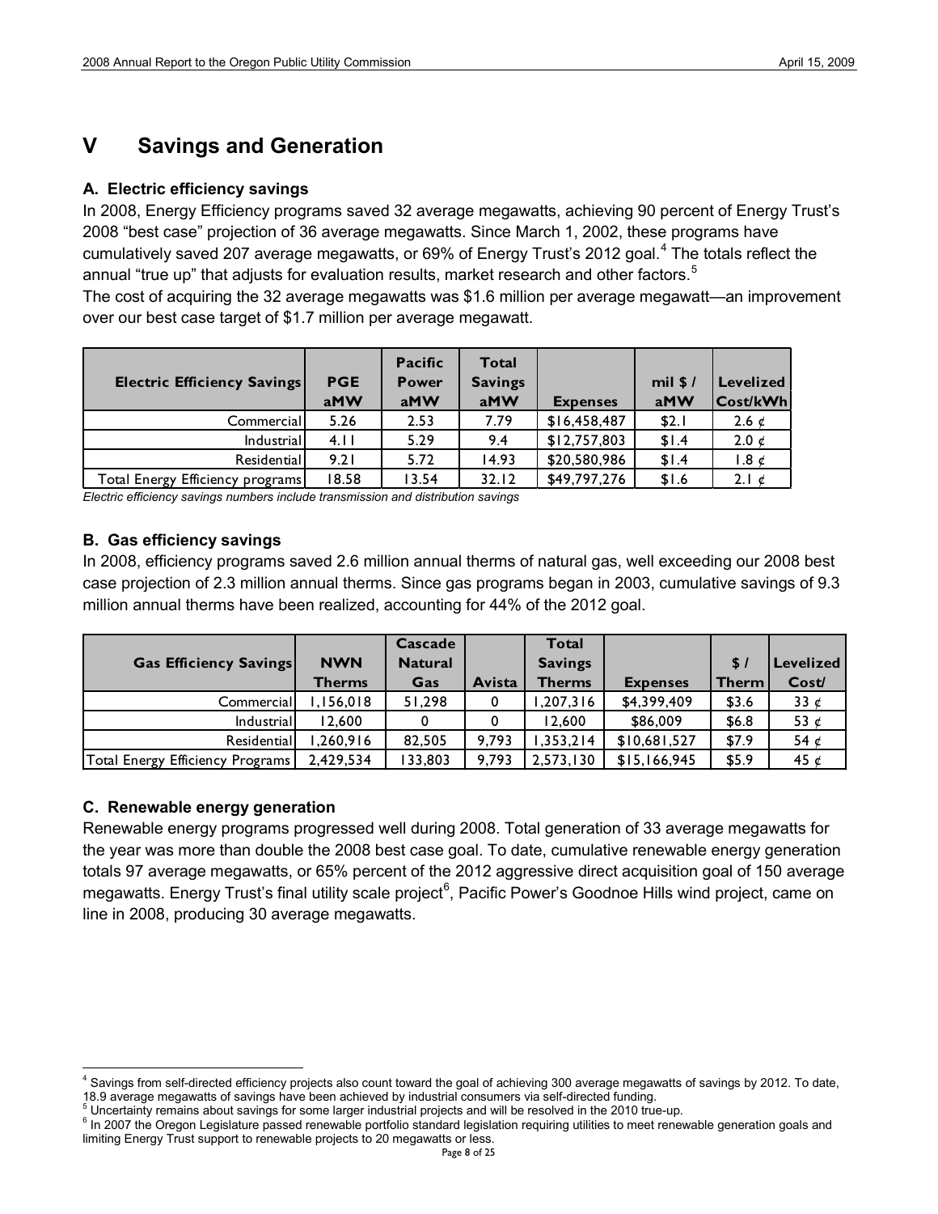# V Savings and Generation

### A. Electric efficiency savings

In 2008, Energy Efficiency programs saved 32 average megawatts, achieving 90 percent of Energy Trust's 2008 "best case" projection of 36 average megawatts. Since March 1, 2002, these programs have cumulatively saved 207 average megawatts, or 69% of Energy Trust's 2012 goal.[4] The totals reflect the annual "true up" that adjusts for evaluation results, market research and other factors.[5]

The cost of acquiring the 32 average megawatts was $1.6 million per average megawatt—an improvement over our best case target of $1.7 million per average megawatt.

| Electric Efficiency Savings | PGE aMW | Pacific Power aMW | Total Savings aMW | Expenses | mil $ / aMW | Levelized Cost/kWh |
|---|---|---|---|---|---|---|
| Commercial | 5.26 | 2.53 | 7.79 | $16,458,487 | $2.1 | 2.6 ¢ |
| Industrial | 4.11 | 5.29 | 9.4 | $12,757,803 | $1.4 | 2.0 ¢ |
| Residential | 9.21 | 5.72 | 14.93 | $20,580,986 | $1.4 | 1.8 ¢ |
| Total Energy Efficiency programs | 18.58 | 13.54 | 32.12 | $49,797,276 | $1.6 | 2.1 ¢ |

*Electric efficiency savings numbers include transmission and distribution savings*

### B. Gas efficiency savings

In 2008, efficiency programs saved 2.6 million annual therms of natural gas, well exceeding our 2008 best case projection of 2.3 million annual therms. Since gas programs began in 2003, cumulative savings of 9.3 million annual therms have been realized, accounting for 44% of the 2012 goal.

| Gas Efficiency Savings | NWN Therms | Cascade Natural Gas | Avista | Total Savings Therms | Expenses | $ / Therm | Levelized Cost/ |
|---|---|---|---|---|---|---|---|
| Commercial | 1,156,018 | 51,298 | 0 | 1,207,316 | $4,399,409 | $3.6 | 33 ¢ |
| Industrial | 12,600 | 0 | 0 | 12,600 | $86,009 | $6.8 | 53 ¢ |
| Residential | 1,260,916 | 82,505 | 9,793 | 1,353,214 | $10,681,527 | $7.9 | 54 ¢ |
| Total Energy Efficiency Programs | 2,429,534 | 133,803 | 9,793 | 2,573,130 | $15,166,945 | $5.9 | 45 ¢ |

### C. Renewable energy generation

Renewable energy programs progressed well during 2008. Total generation of 33 average megawatts for the year was more than double the 2008 best case goal. To date, cumulative renewable energy generation totals 97 average megawatts, or 65% percent of the 2012 aggressive direct acquisition goal of 150 average megawatts. Energy Trust's final utility scale project[6], Pacific Power's Goodnoe Hills wind project, came on line in 2008, producing 30 average megawatts.

---

[4] Savings from self-directed efficiency projects also count toward the goal of achieving 300 average megawatts of savings by 2012. To date, 18.9 average megawatts of savings have been achieved by industrial consumers via self-directed funding.

[5] Uncertainty remains about savings for some larger industrial projects and will be resolved in the 2010 true-up.

[6] In 2007 the Oregon Legislature passed renewable portfolio standard legislation requiring utilities to meet renewable generation goals and limiting Energy Trust support to renewable projects to 20 megawatts or less.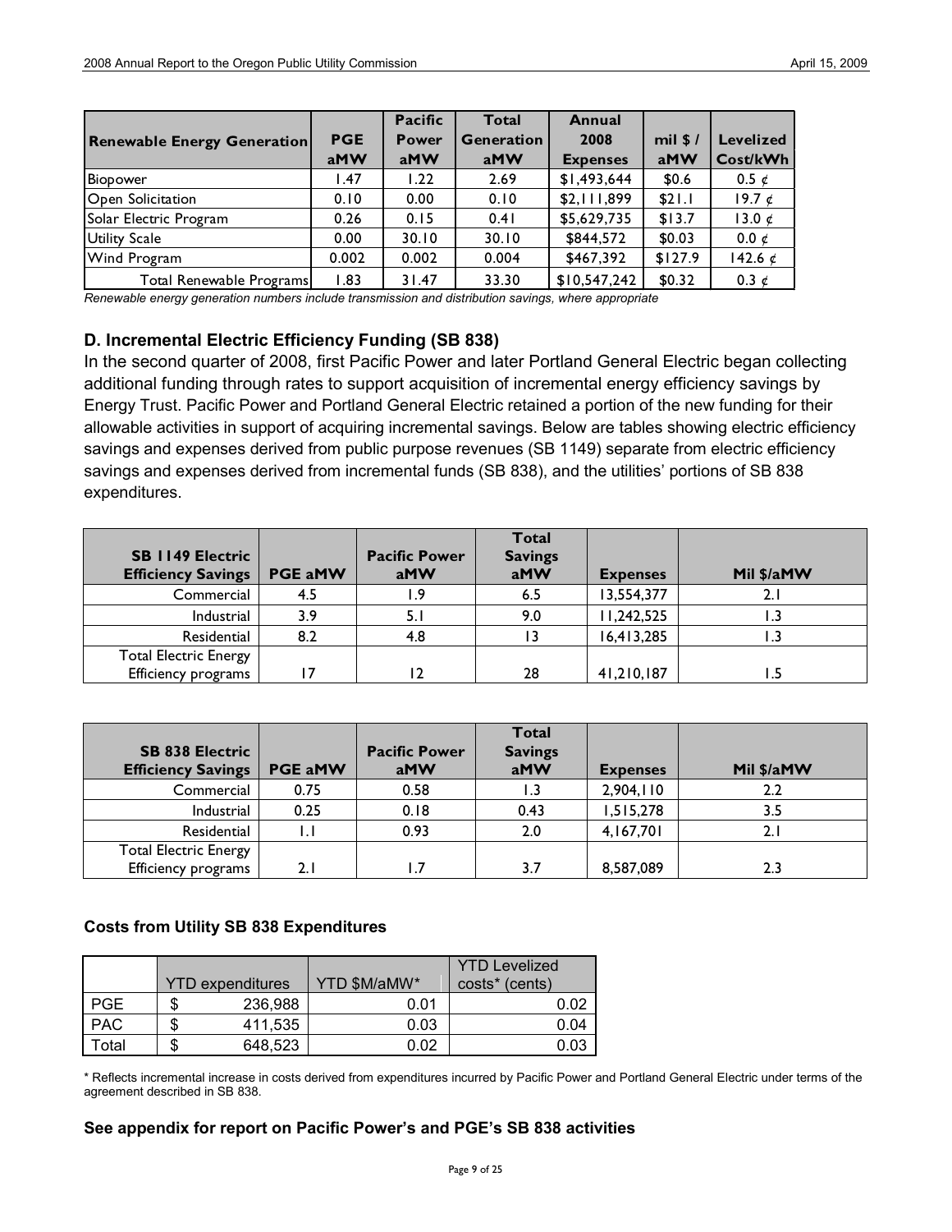| Renewable Energy Generation | PGE aMW | Pacific Power aMW | Total Generation aMW | Annual 2008 Expenses | mil $ / aMW | Levelized Cost/kWh |
|---|---|---|---|---|---|---|
| Biopower | 1.47 | 1.22 | 2.69 | $1,493,644 | $0.6 | 0.5 ¢ |
| Open Solicitation | 0.10 | 0.00 | 0.10 | $2,111,899 | $21.1 | 19.7 ¢ |
| Solar Electric Program | 0.26 | 0.15 | 0.41 | $5,629,735 | $13.7 | 13.0 ¢ |
| Utility Scale | 0.00 | 30.10 | 30.10 | $844,572 | $0.03 | 0.0 ¢ |
| Wind Program | 0.002 | 0.002 | 0.004 | $467,392 | $127.9 | 142.6 ¢ |
| Total Renewable Programs | 1.83 | 31.47 | 33.30 | $10,547,242 | $0.32 | 0.3 ¢ |

*Renewable energy generation numbers include transmission and distribution savings, where appropriate*

### D. Incremental Electric Efficiency Funding (SB 838)

In the second quarter of 2008, first Pacific Power and later Portland General Electric began collecting additional funding through rates to support acquisition of incremental energy efficiency savings by Energy Trust. Pacific Power and Portland General Electric retained a portion of the new funding for their allowable activities in support of acquiring incremental savings. Below are tables showing electric efficiency savings and expenses derived from public purpose revenues (SB 1149) separate from electric efficiency savings and expenses derived from incremental funds (SB 838), and the utilities' portions of SB 838 expenditures.

| SB 1149 Electric Efficiency Savings | PGE aMW | Pacific Power aMW | Total Savings aMW | Expenses | Mil $/aMW |
|---|---|---|---|---|---|
| Commercial | 4.5 | 1.9 | 6.5 | 13,554,377 | 2.1 |
| Industrial | 3.9 | 5.1 | 9.0 | 11,242,525 | 1.3 |
| Residential | 8.2 | 4.8 | 13 | 16,413,285 | 1.3 |
| Total Electric Energy Efficiency programs | 17 | 12 | 28 | 41,210,187 | 1.5 |

| SB 838 Electric Efficiency Savings | PGE aMW | Pacific Power aMW | Total Savings aMW | Expenses | Mil $/aMW |
|---|---|---|---|---|---|
| Commercial | 0.75 | 0.58 | 1.3 | 2,904,110 | 2.2 |
| Industrial | 0.25 | 0.18 | 0.43 | 1,515,278 | 3.5 |
| Residential | 1.1 | 0.93 | 2.0 | 4,167,701 | 2.1 |
| Total Electric Energy Efficiency programs | 2.1 | 1.7 | 3.7 | 8,587,089 | 2.3 |

#### Costs from Utility SB 838 Expenditures

| | YTD expenditures | YTD $M/aMW* | YTD Levelized costs* (cents) |
|---|---|---|---|
| PGE | $ 236,988 | 0.01 | 0.02 |
| PAC | $ 411,535 | 0.03 | 0.04 |
| Total | $ 648,523 | 0.02 | 0.03 |

\* Reflects incremental increase in costs derived from expenditures incurred by Pacific Power and Portland General Electric under terms of the agreement described in SB 838.

**See appendix for report on Pacific Power's and PGE's SB 838 activities**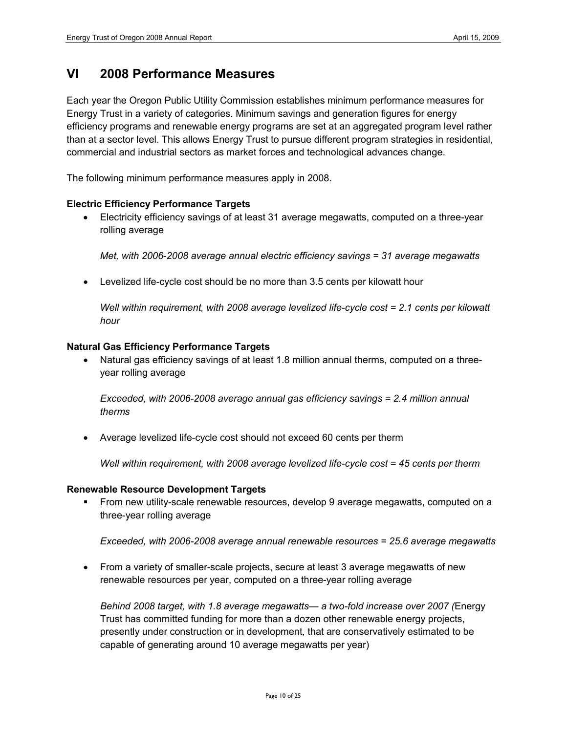## VI 2008 Performance Measures

Each year the Oregon Public Utility Commission establishes minimum performance measures for Energy Trust in a variety of categories. Minimum savings and generation figures for energy efficiency programs and renewable energy programs are set at an aggregated program level rather than at a sector level. This allows Energy Trust to pursue different program strategies in residential, commercial and industrial sectors as market forces and technological advances change.

The following minimum performance measures apply in 2008.

**Electric Efficiency Performance Targets**

- Electricity efficiency savings of at least 31 average megawatts, computed on a three-year rolling average

  *Met, with 2006-2008 average annual electric efficiency savings = 31 average megawatts*

- Levelized life-cycle cost should be no more than 3.5 cents per kilowatt hour

  *Well within requirement, with 2008 average levelized life-cycle cost = 2.1 cents per kilowatt hour*

**Natural Gas Efficiency Performance Targets**

- Natural gas efficiency savings of at least 1.8 million annual therms, computed on a three-year rolling average

  *Exceeded, with 2006-2008 average annual gas efficiency savings = 2.4 million annual therms*

- Average levelized life-cycle cost should not exceed 60 cents per therm

  *Well within requirement, with 2008 average levelized life-cycle cost = 45 cents per therm*

**Renewable Resource Development Targets**

- From new utility-scale renewable resources, develop 9 average megawatts, computed on a three-year rolling average

  *Exceeded, with 2006-2008 average annual renewable resources = 25.6 average megawatts*

- From a variety of smaller-scale projects, secure at least 3 average megawatts of new renewable resources per year, computed on a three-year rolling average

  *Behind 2008 target, with 1.8 average megawatts— a two-fold increase over 2007 (*Energy Trust has committed funding for more than a dozen other renewable energy projects, presently under construction or in development, that are conservatively estimated to be capable of generating around 10 average megawatts per year)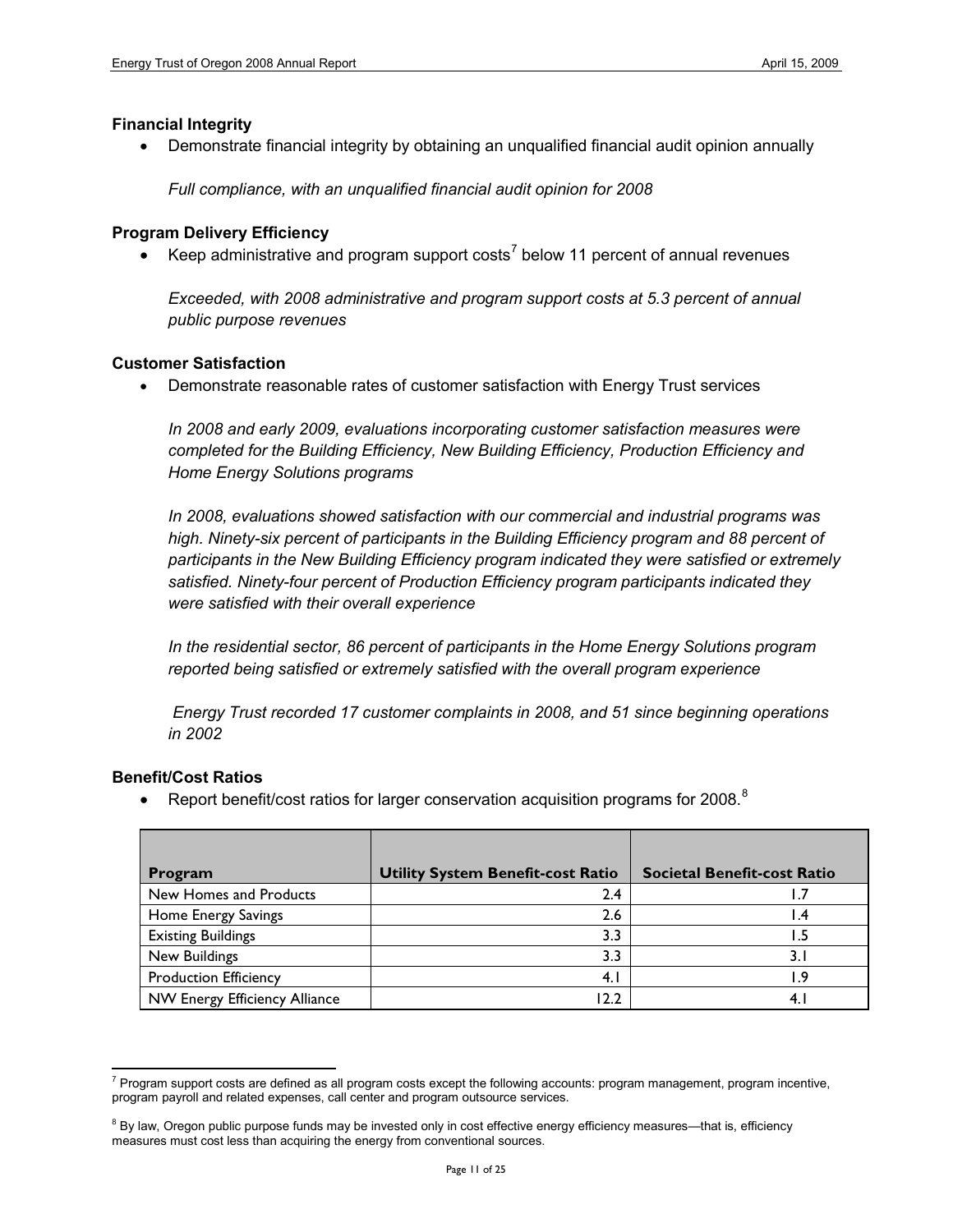### Financial Integrity

- Demonstrate financial integrity by obtaining an unqualified financial audit opinion annually

  *Full compliance, with an unqualified financial audit opinion for 2008*

### Program Delivery Efficiency

- Keep administrative and program support costs[7] below 11 percent of annual revenues

  *Exceeded, with 2008 administrative and program support costs at 5.3 percent of annual public purpose revenues*

### Customer Satisfaction

- Demonstrate reasonable rates of customer satisfaction with Energy Trust services

  *In 2008 and early 2009, evaluations incorporating customer satisfaction measures were completed for the Building Efficiency, New Building Efficiency, Production Efficiency and Home Energy Solutions programs*

  *In 2008, evaluations showed satisfaction with our commercial and industrial programs was high. Ninety-six percent of participants in the Building Efficiency program and 88 percent of participants in the New Building Efficiency program indicated they were satisfied or extremely satisfied. Ninety-four percent of Production Efficiency program participants indicated they were satisfied with their overall experience*

  *In the residential sector, 86 percent of participants in the Home Energy Solutions program reported being satisfied or extremely satisfied with the overall program experience*

  *Energy Trust recorded 17 customer complaints in 2008, and 51 since beginning operations in 2002*

### Benefit/Cost Ratios

- Report benefit/cost ratios for larger conservation acquisition programs for 2008.[8]

| Program | Utility System Benefit-cost Ratio | Societal Benefit-cost Ratio |
|---|---:|---:|
| New Homes and Products | 2.4 | 1.7 |
| Home Energy Savings | 2.6 | 1.4 |
| Existing Buildings | 3.3 | 1.5 |
| New Buildings | 3.3 | 3.1 |
| Production Efficiency | 4.1 | 1.9 |
| NW Energy Efficiency Alliance | 12.2 | 4.1 |

---

[7] Program support costs are defined as all program costs except the following accounts: program management, program incentive, program payroll and related expenses, call center and program outsource services.

[8] By law, Oregon public purpose funds may be invested only in cost effective energy efficiency measures—that is, efficiency measures must cost less than acquiring the energy from conventional sources.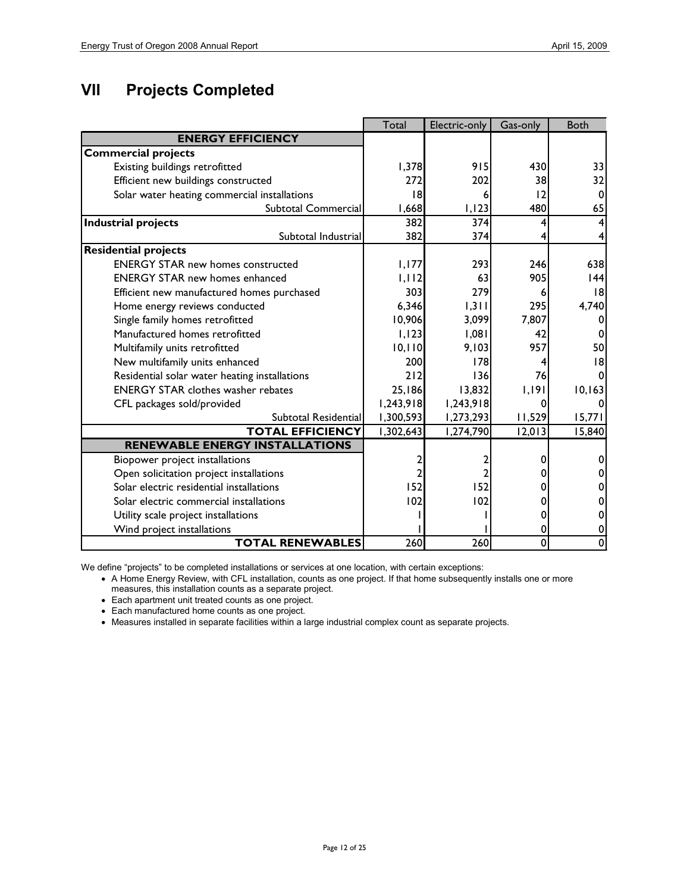# VII Projects Completed

| | Total | Electric-only | Gas-only | Both |
|---|---|---|---|---|
| **ENERGY EFFICIENCY** | | | | |
| **Commercial projects** | | | | |
| Existing buildings retrofitted | 1,378 | 915 | 430 | 33 |
| Efficient new buildings constructed | 272 | 202 | 38 | 32 |
| Solar water heating commercial installations | 18 | 6 | 12 | 0 |
| Subtotal Commercial | 1,668 | 1,123 | 480 | 65 |
| **Industrial projects** | 382 | 374 | 4 | 4 |
| Subtotal Industrial | 382 | 374 | 4 | 4 |
| **Residential projects** | | | | |
| ENERGY STAR new homes constructed | 1,177 | 293 | 246 | 638 |
| ENERGY STAR new homes enhanced | 1,112 | 63 | 905 | 144 |
| Efficient new manufactured homes purchased | 303 | 279 | 6 | 18 |
| Home energy reviews conducted | 6,346 | 1,311 | 295 | 4,740 |
| Single family homes retrofitted | 10,906 | 3,099 | 7,807 | 0 |
| Manufactured homes retrofitted | 1,123 | 1,081 | 42 | 0 |
| Multifamily units retrofitted | 10,110 | 9,103 | 957 | 50 |
| New multifamily units enhanced | 200 | 178 | 4 | 18 |
| Residential solar water heating installations | 212 | 136 | 76 | 0 |
| ENERGY STAR clothes washer rebates | 25,186 | 13,832 | 1,191 | 10,163 |
| CFL packages sold/provided | 1,243,918 | 1,243,918 | 0 | 0 |
| Subtotal Residential | 1,300,593 | 1,273,293 | 11,529 | 15,771 |
| **TOTAL EFFICIENCY** | 1,302,643 | 1,274,790 | 12,013 | 15,840 |
| **RENEWABLE ENERGY INSTALLATIONS** | | | | |
| Biopower project installations | 2 | 2 | 0 | 0 |
| Open solicitation project installations | 2 | 2 | 0 | 0 |
| Solar electric residential installations | 152 | 152 | 0 | 0 |
| Solar electric commercial installations | 102 | 102 | 0 | 0 |
| Utility scale project installations | 1 | 1 | 0 | 0 |
| Wind project installations | 1 | 1 | 0 | 0 |
| **TOTAL RENEWABLES** | 260 | 260 | 0 | 0 |

We define "projects" to be completed installations or services at one location, with certain exceptions:

- A Home Energy Review, with CFL installation, counts as one project. If that home subsequently installs one or more measures, this installation counts as a separate project.
- Each apartment unit treated counts as one project.
- Each manufactured home counts as one project.
- Measures installed in separate facilities within a large industrial complex count as separate projects.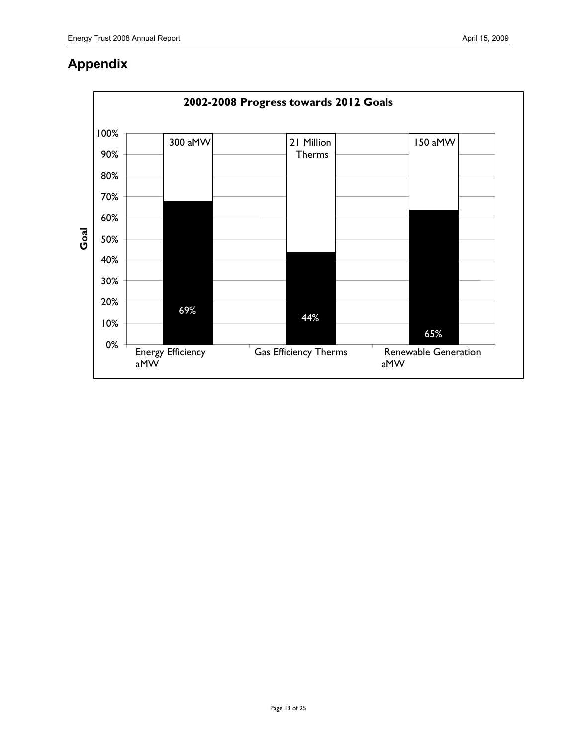# Appendix

**2002-2008 Progress towards 2012 Goals**

| | Energy Efficiency aMW | Gas Efficiency Therms | Renewable Generation aMW |
|---|---|---|---|
| Goal | 300 aMW | 21 Million Therms | 150 aMW |
| Progress | 69% | 44% | 65% |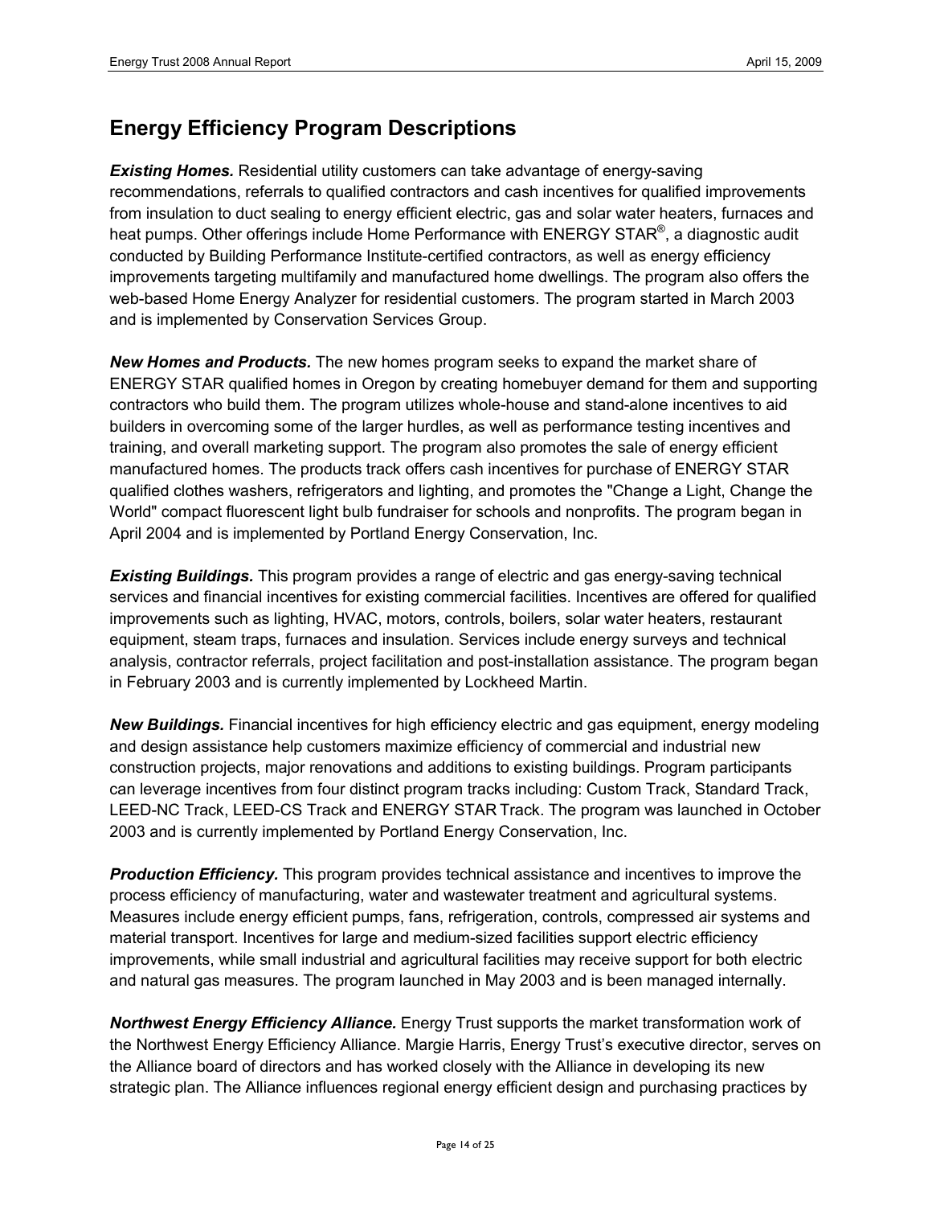## Energy Efficiency Program Descriptions

***Existing Homes.*** Residential utility customers can take advantage of energy-saving recommendations, referrals to qualified contractors and cash incentives for qualified improvements from insulation to duct sealing to energy efficient electric, gas and solar water heaters, furnaces and heat pumps. Other offerings include Home Performance with ENERGY STAR®, a diagnostic audit conducted by Building Performance Institute-certified contractors, as well as energy efficiency improvements targeting multifamily and manufactured home dwellings. The program also offers the web-based Home Energy Analyzer for residential customers. The program started in March 2003 and is implemented by Conservation Services Group.

***New Homes and Products.*** The new homes program seeks to expand the market share of ENERGY STAR qualified homes in Oregon by creating homebuyer demand for them and supporting contractors who build them. The program utilizes whole-house and stand-alone incentives to aid builders in overcoming some of the larger hurdles, as well as performance testing incentives and training, and overall marketing support. The program also promotes the sale of energy efficient manufactured homes. The products track offers cash incentives for purchase of ENERGY STAR qualified clothes washers, refrigerators and lighting, and promotes the "Change a Light, Change the World" compact fluorescent light bulb fundraiser for schools and nonprofits. The program began in April 2004 and is implemented by Portland Energy Conservation, Inc.

***Existing Buildings.*** This program provides a range of electric and gas energy-saving technical services and financial incentives for existing commercial facilities. Incentives are offered for qualified improvements such as lighting, HVAC, motors, controls, boilers, solar water heaters, restaurant equipment, steam traps, furnaces and insulation. Services include energy surveys and technical analysis, contractor referrals, project facilitation and post-installation assistance. The program began in February 2003 and is currently implemented by Lockheed Martin.

***New Buildings.*** Financial incentives for high efficiency electric and gas equipment, energy modeling and design assistance help customers maximize efficiency of commercial and industrial new construction projects, major renovations and additions to existing buildings. Program participants can leverage incentives from four distinct program tracks including: Custom Track, Standard Track, LEED-NC Track, LEED-CS Track and ENERGY STAR Track. The program was launched in October 2003 and is currently implemented by Portland Energy Conservation, Inc.

***Production Efficiency.*** This program provides technical assistance and incentives to improve the process efficiency of manufacturing, water and wastewater treatment and agricultural systems. Measures include energy efficient pumps, fans, refrigeration, controls, compressed air systems and material transport. Incentives for large and medium-sized facilities support electric efficiency improvements, while small industrial and agricultural facilities may receive support for both electric and natural gas measures. The program launched in May 2003 and is been managed internally.

***Northwest Energy Efficiency Alliance.*** Energy Trust supports the market transformation work of the Northwest Energy Efficiency Alliance. Margie Harris, Energy Trust's executive director, serves on the Alliance board of directors and has worked closely with the Alliance in developing its new strategic plan. The Alliance influences regional energy efficient design and purchasing practices by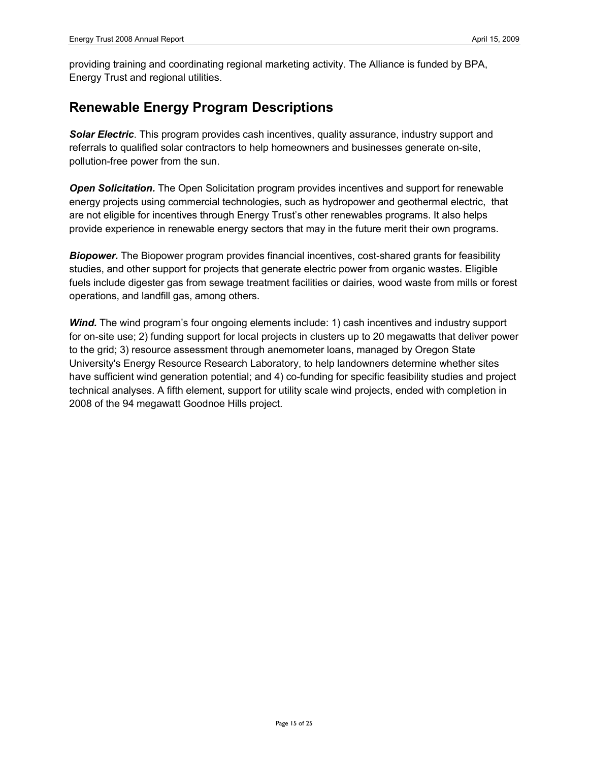providing training and coordinating regional marketing activity. The Alliance is funded by BPA, Energy Trust and regional utilities.

## Renewable Energy Program Descriptions

***Solar Electric***. This program provides cash incentives, quality assurance, industry support and referrals to qualified solar contractors to help homeowners and businesses generate on-site, pollution-free power from the sun.

***Open Solicitation.*** The Open Solicitation program provides incentives and support for renewable energy projects using commercial technologies, such as hydropower and geothermal electric, that are not eligible for incentives through Energy Trust's other renewables programs. It also helps provide experience in renewable energy sectors that may in the future merit their own programs.

***Biopower.*** The Biopower program provides financial incentives, cost-shared grants for feasibility studies, and other support for projects that generate electric power from organic wastes. Eligible fuels include digester gas from sewage treatment facilities or dairies, wood waste from mills or forest operations, and landfill gas, among others.

***Wind.*** The wind program's four ongoing elements include: 1) cash incentives and industry support for on-site use; 2) funding support for local projects in clusters up to 20 megawatts that deliver power to the grid; 3) resource assessment through anemometer loans, managed by Oregon State University's Energy Resource Research Laboratory, to help landowners determine whether sites have sufficient wind generation potential; and 4) co-funding for specific feasibility studies and project technical analyses. A fifth element, support for utility scale wind projects, ended with completion in 2008 of the 94 megawatt Goodnoe Hills project.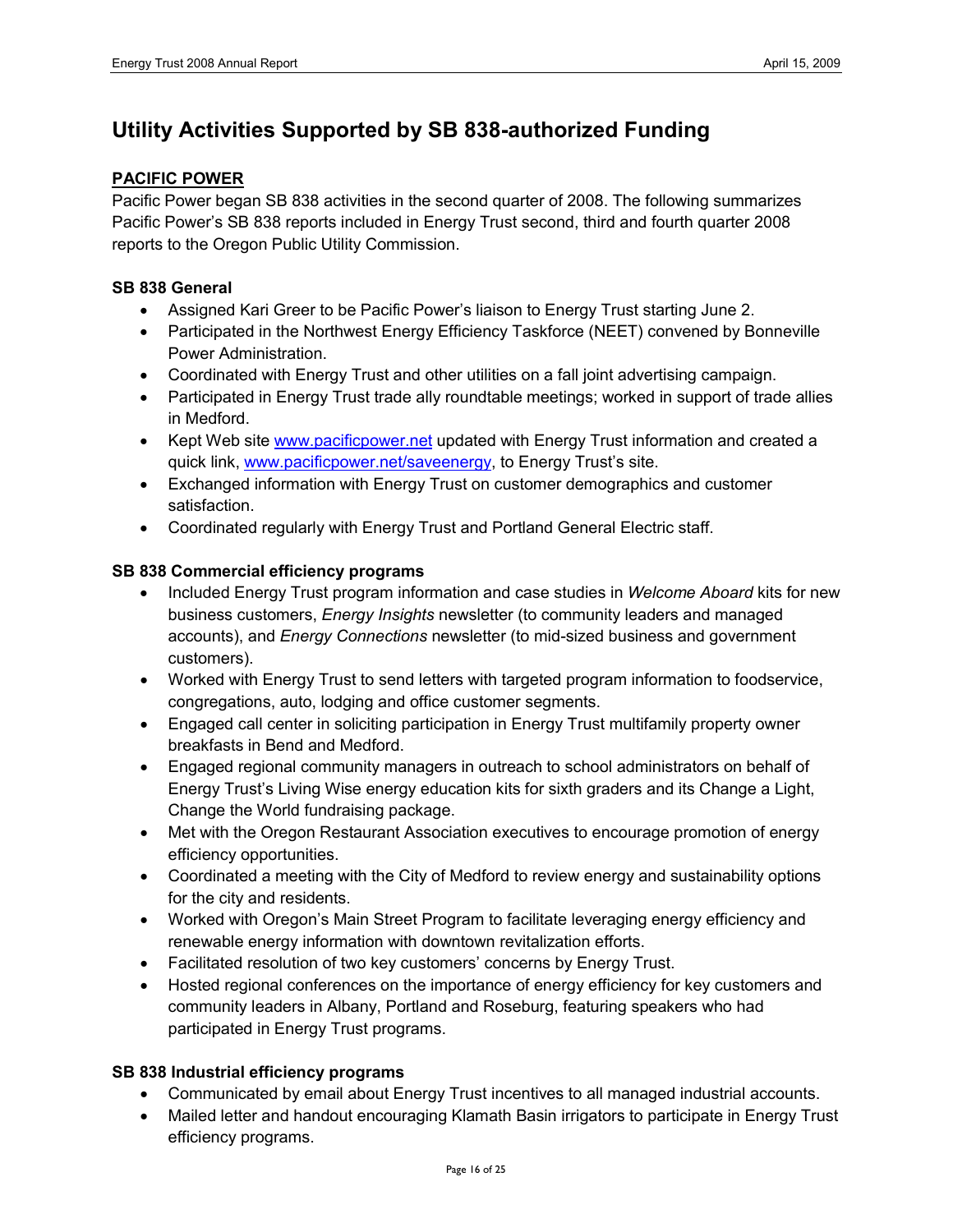# Utility Activities Supported by SB 838-authorized Funding

## PACIFIC POWER

Pacific Power began SB 838 activities in the second quarter of 2008. The following summarizes Pacific Power's SB 838 reports included in Energy Trust second, third and fourth quarter 2008 reports to the Oregon Public Utility Commission.

### SB 838 General

- Assigned Kari Greer to be Pacific Power's liaison to Energy Trust starting June 2.
- Participated in the Northwest Energy Efficiency Taskforce (NEET) convened by Bonneville Power Administration.
- Coordinated with Energy Trust and other utilities on a fall joint advertising campaign.
- Participated in Energy Trust trade ally roundtable meetings; worked in support of trade allies in Medford.
- Kept Web site www.pacificpower.net updated with Energy Trust information and created a quick link, www.pacificpower.net/saveenergy, to Energy Trust's site.
- Exchanged information with Energy Trust on customer demographics and customer satisfaction.
- Coordinated regularly with Energy Trust and Portland General Electric staff.

### SB 838 Commercial efficiency programs

- Included Energy Trust program information and case studies in *Welcome Aboard* kits for new business customers, *Energy Insights* newsletter (to community leaders and managed accounts), and *Energy Connections* newsletter (to mid-sized business and government customers).
- Worked with Energy Trust to send letters with targeted program information to foodservice, congregations, auto, lodging and office customer segments.
- Engaged call center in soliciting participation in Energy Trust multifamily property owner breakfasts in Bend and Medford.
- Engaged regional community managers in outreach to school administrators on behalf of Energy Trust's Living Wise energy education kits for sixth graders and its Change a Light, Change the World fundraising package.
- Met with the Oregon Restaurant Association executives to encourage promotion of energy efficiency opportunities.
- Coordinated a meeting with the City of Medford to review energy and sustainability options for the city and residents.
- Worked with Oregon's Main Street Program to facilitate leveraging energy efficiency and renewable energy information with downtown revitalization efforts.
- Facilitated resolution of two key customers' concerns by Energy Trust.
- Hosted regional conferences on the importance of energy efficiency for key customers and community leaders in Albany, Portland and Roseburg, featuring speakers who had participated in Energy Trust programs.

### SB 838 Industrial efficiency programs

- Communicated by email about Energy Trust incentives to all managed industrial accounts.
- Mailed letter and handout encouraging Klamath Basin irrigators to participate in Energy Trust efficiency programs.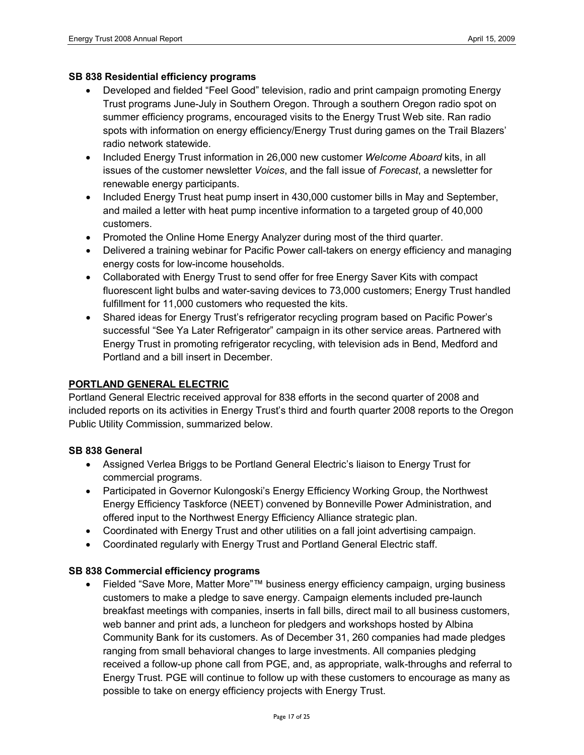### SB 838 Residential efficiency programs

- Developed and fielded "Feel Good" television, radio and print campaign promoting Energy Trust programs June-July in Southern Oregon. Through a southern Oregon radio spot on summer efficiency programs, encouraged visits to the Energy Trust Web site. Ran radio spots with information on energy efficiency/Energy Trust during games on the Trail Blazers' radio network statewide.
- Included Energy Trust information in 26,000 new customer *Welcome Aboard* kits, in all issues of the customer newsletter *Voices*, and the fall issue of *Forecast*, a newsletter for renewable energy participants.
- Included Energy Trust heat pump insert in 430,000 customer bills in May and September, and mailed a letter with heat pump incentive information to a targeted group of 40,000 customers.
- Promoted the Online Home Energy Analyzer during most of the third quarter.
- Delivered a training webinar for Pacific Power call-takers on energy efficiency and managing energy costs for low-income households.
- Collaborated with Energy Trust to send offer for free Energy Saver Kits with compact fluorescent light bulbs and water-saving devices to 73,000 customers; Energy Trust handled fulfillment for 11,000 customers who requested the kits.
- Shared ideas for Energy Trust's refrigerator recycling program based on Pacific Power's successful "See Ya Later Refrigerator" campaign in its other service areas. Partnered with Energy Trust in promoting refrigerator recycling, with television ads in Bend, Medford and Portland and a bill insert in December.

## PORTLAND GENERAL ELECTRIC

Portland General Electric received approval for 838 efforts in the second quarter of 2008 and included reports on its activities in Energy Trust's third and fourth quarter 2008 reports to the Oregon Public Utility Commission, summarized below.

### SB 838 General

- Assigned Verlea Briggs to be Portland General Electric's liaison to Energy Trust for commercial programs.
- Participated in Governor Kulongoski's Energy Efficiency Working Group, the Northwest Energy Efficiency Taskforce (NEET) convened by Bonneville Power Administration, and offered input to the Northwest Energy Efficiency Alliance strategic plan.
- Coordinated with Energy Trust and other utilities on a fall joint advertising campaign.
- Coordinated regularly with Energy Trust and Portland General Electric staff.

### SB 838 Commercial efficiency programs

- Fielded "Save More, Matter More"™ business energy efficiency campaign, urging business customers to make a pledge to save energy. Campaign elements included pre-launch breakfast meetings with companies, inserts in fall bills, direct mail to all business customers, web banner and print ads, a luncheon for pledgers and workshops hosted by Albina Community Bank for its customers. As of December 31, 260 companies had made pledges ranging from small behavioral changes to large investments. All companies pledging received a follow-up phone call from PGE, and, as appropriate, walk-throughs and referral to Energy Trust. PGE will continue to follow up with these customers to encourage as many as possible to take on energy efficiency projects with Energy Trust.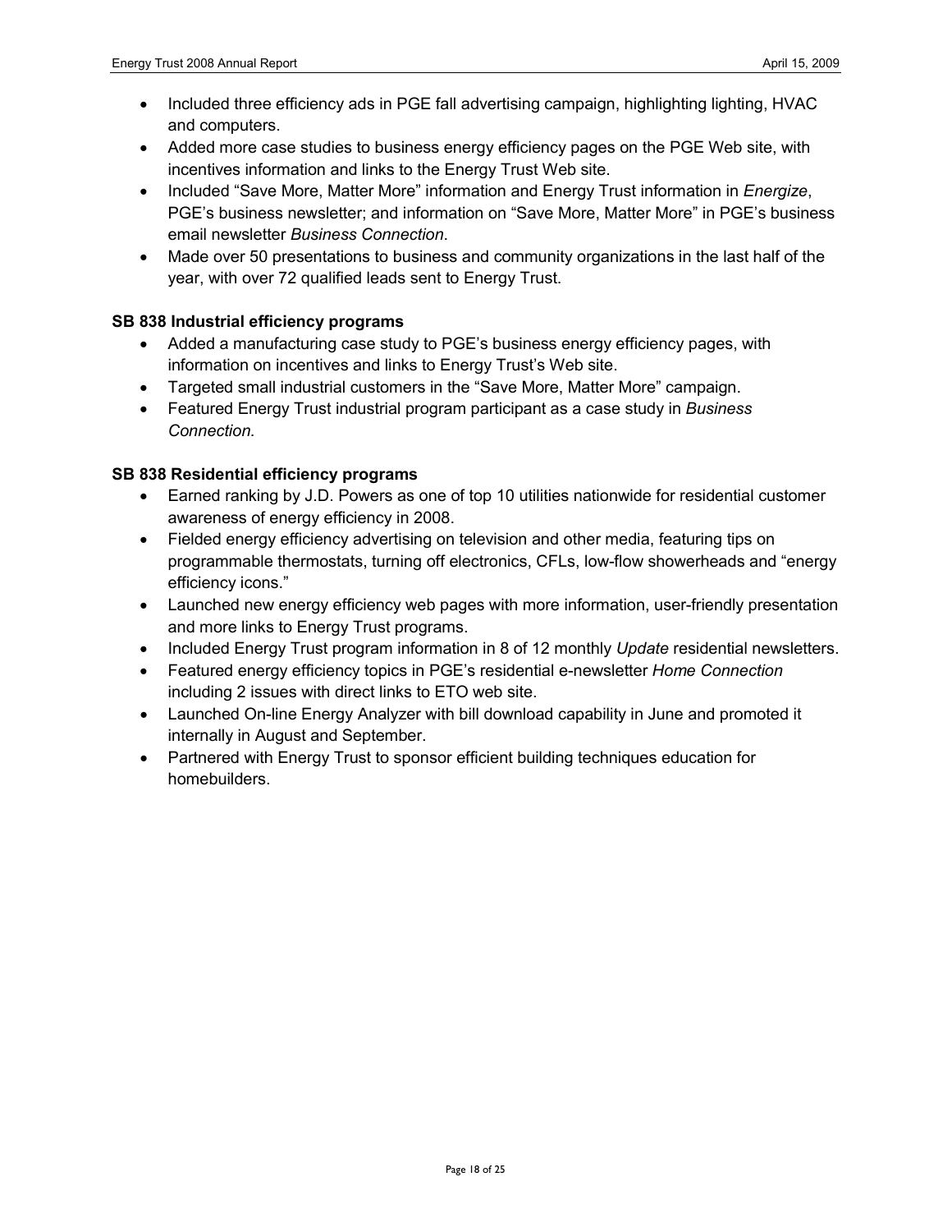- Included three efficiency ads in PGE fall advertising campaign, highlighting lighting, HVAC and computers.
- Added more case studies to business energy efficiency pages on the PGE Web site, with incentives information and links to the Energy Trust Web site.
- Included "Save More, Matter More" information and Energy Trust information in *Energize*, PGE's business newsletter; and information on "Save More, Matter More" in PGE's business email newsletter *Business Connection*.
- Made over 50 presentations to business and community organizations in the last half of the year, with over 72 qualified leads sent to Energy Trust.

**SB 838 Industrial efficiency programs**

- Added a manufacturing case study to PGE's business energy efficiency pages, with information on incentives and links to Energy Trust's Web site.
- Targeted small industrial customers in the "Save More, Matter More" campaign.
- Featured Energy Trust industrial program participant as a case study in *Business Connection.*

**SB 838 Residential efficiency programs**

- Earned ranking by J.D. Powers as one of top 10 utilities nationwide for residential customer awareness of energy efficiency in 2008.
- Fielded energy efficiency advertising on television and other media, featuring tips on programmable thermostats, turning off electronics, CFLs, low-flow showerheads and "energy efficiency icons."
- Launched new energy efficiency web pages with more information, user-friendly presentation and more links to Energy Trust programs.
- Included Energy Trust program information in 8 of 12 monthly *Update* residential newsletters.
- Featured energy efficiency topics in PGE's residential e-newsletter *Home Connection* including 2 issues with direct links to ETO web site.
- Launched On-line Energy Analyzer with bill download capability in June and promoted it internally in August and September.
- Partnered with Energy Trust to sponsor efficient building techniques education for homebuilders.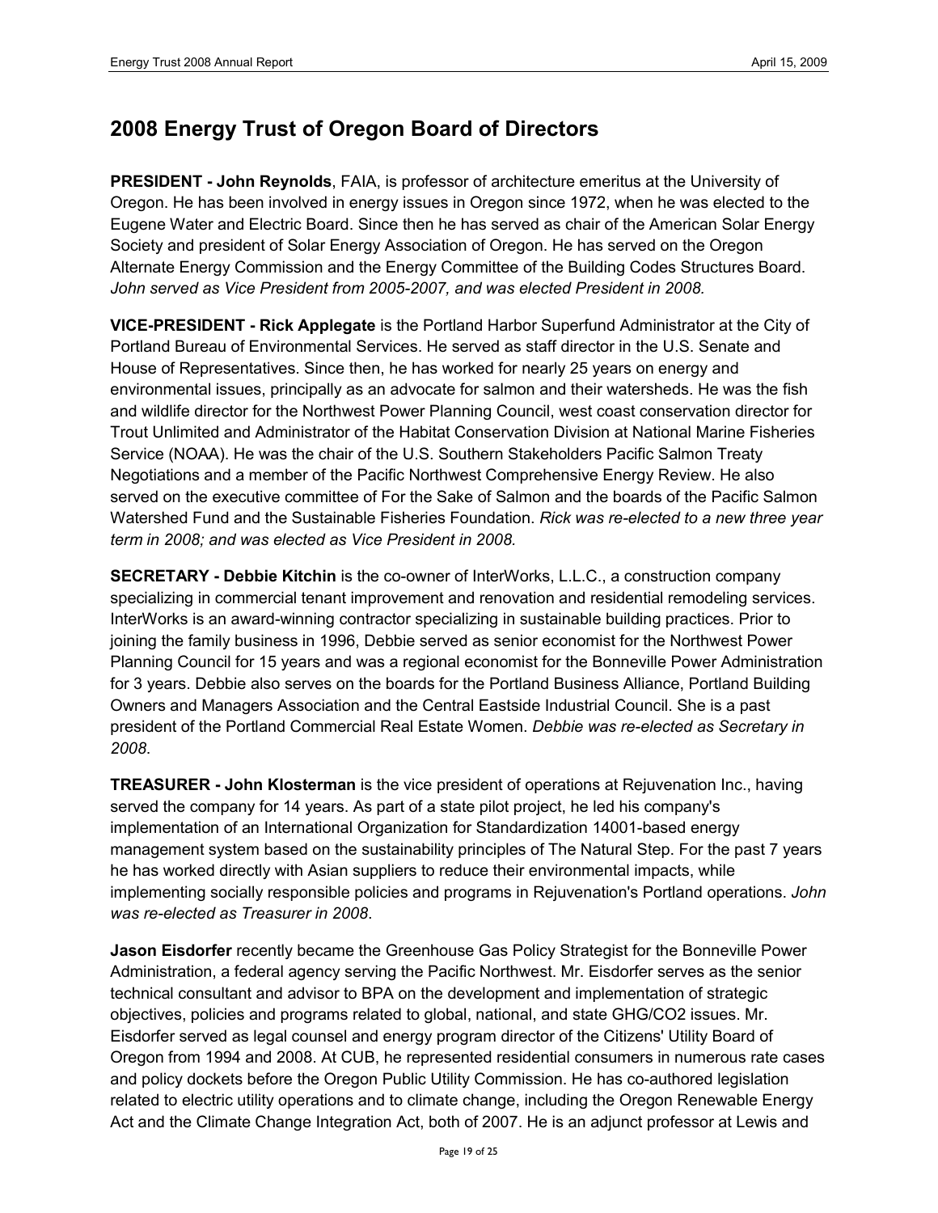## 2008 Energy Trust of Oregon Board of Directors

**PRESIDENT - John Reynolds**, FAIA, is professor of architecture emeritus at the University of Oregon. He has been involved in energy issues in Oregon since 1972, when he was elected to the Eugene Water and Electric Board. Since then he has served as chair of the American Solar Energy Society and president of Solar Energy Association of Oregon. He has served on the Oregon Alternate Energy Commission and the Energy Committee of the Building Codes Structures Board. *John served as Vice President from 2005-2007, and was elected President in 2008.*

**VICE-PRESIDENT - Rick Applegate** is the Portland Harbor Superfund Administrator at the City of Portland Bureau of Environmental Services. He served as staff director in the U.S. Senate and House of Representatives. Since then, he has worked for nearly 25 years on energy and environmental issues, principally as an advocate for salmon and their watersheds. He was the fish and wildlife director for the Northwest Power Planning Council, west coast conservation director for Trout Unlimited and Administrator of the Habitat Conservation Division at National Marine Fisheries Service (NOAA). He was the chair of the U.S. Southern Stakeholders Pacific Salmon Treaty Negotiations and a member of the Pacific Northwest Comprehensive Energy Review. He also served on the executive committee of For the Sake of Salmon and the boards of the Pacific Salmon Watershed Fund and the Sustainable Fisheries Foundation. *Rick was re-elected to a new three year term in 2008; and was elected as Vice President in 2008.*

**SECRETARY - Debbie Kitchin** is the co-owner of InterWorks, L.L.C., a construction company specializing in commercial tenant improvement and renovation and residential remodeling services. InterWorks is an award-winning contractor specializing in sustainable building practices. Prior to joining the family business in 1996, Debbie served as senior economist for the Northwest Power Planning Council for 15 years and was a regional economist for the Bonneville Power Administration for 3 years. Debbie also serves on the boards for the Portland Business Alliance, Portland Building Owners and Managers Association and the Central Eastside Industrial Council. She is a past president of the Portland Commercial Real Estate Women. *Debbie was re-elected as Secretary in 2008.*

**TREASURER - John Klosterman** is the vice president of operations at Rejuvenation Inc., having served the company for 14 years. As part of a state pilot project, he led his company's implementation of an International Organization for Standardization 14001-based energy management system based on the sustainability principles of The Natural Step. For the past 7 years he has worked directly with Asian suppliers to reduce their environmental impacts, while implementing socially responsible policies and programs in Rejuvenation's Portland operations. *John was re-elected as Treasurer in 2008.*

**Jason Eisdorfer** recently became the Greenhouse Gas Policy Strategist for the Bonneville Power Administration, a federal agency serving the Pacific Northwest. Mr. Eisdorfer serves as the senior technical consultant and advisor to BPA on the development and implementation of strategic objectives, policies and programs related to global, national, and state GHG/CO2 issues. Mr. Eisdorfer served as legal counsel and energy program director of the Citizens' Utility Board of Oregon from 1994 and 2008. At CUB, he represented residential consumers in numerous rate cases and policy dockets before the Oregon Public Utility Commission. He has co-authored legislation related to electric utility operations and to climate change, including the Oregon Renewable Energy Act and the Climate Change Integration Act, both of 2007. He is an adjunct professor at Lewis and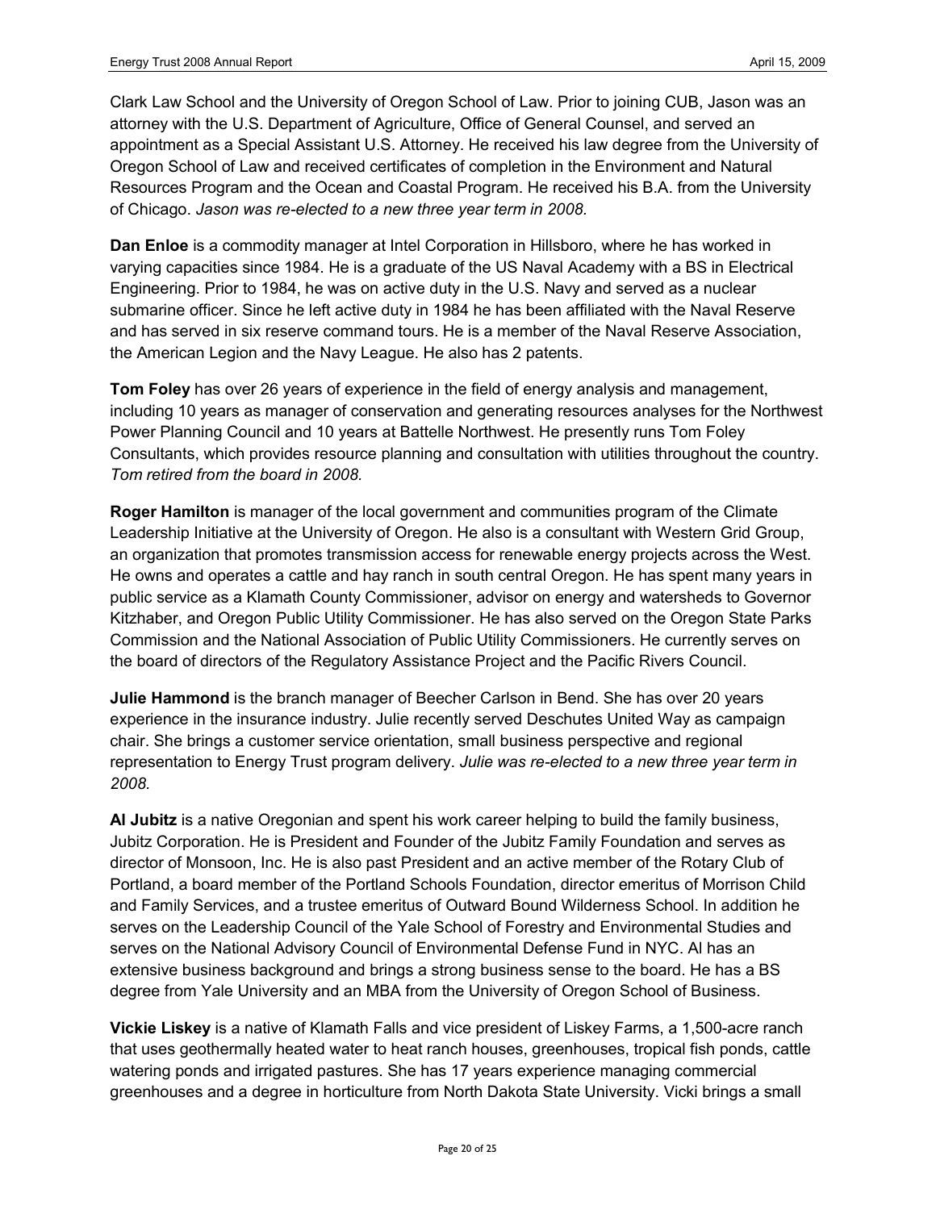Clark Law School and the University of Oregon School of Law. Prior to joining CUB, Jason was an attorney with the U.S. Department of Agriculture, Office of General Counsel, and served an appointment as a Special Assistant U.S. Attorney. He received his law degree from the University of Oregon School of Law and received certificates of completion in the Environment and Natural Resources Program and the Ocean and Coastal Program. He received his B.A. from the University of Chicago. *Jason was re-elected to a new three year term in 2008.*

**Dan Enloe** is a commodity manager at Intel Corporation in Hillsboro, where he has worked in varying capacities since 1984. He is a graduate of the US Naval Academy with a BS in Electrical Engineering. Prior to 1984, he was on active duty in the U.S. Navy and served as a nuclear submarine officer. Since he left active duty in 1984 he has been affiliated with the Naval Reserve and has served in six reserve command tours. He is a member of the Naval Reserve Association, the American Legion and the Navy League. He also has 2 patents.

**Tom Foley** has over 26 years of experience in the field of energy analysis and management, including 10 years as manager of conservation and generating resources analyses for the Northwest Power Planning Council and 10 years at Battelle Northwest. He presently runs Tom Foley Consultants, which provides resource planning and consultation with utilities throughout the country. *Tom retired from the board in 2008.*

**Roger Hamilton** is manager of the local government and communities program of the Climate Leadership Initiative at the University of Oregon. He also is a consultant with Western Grid Group, an organization that promotes transmission access for renewable energy projects across the West. He owns and operates a cattle and hay ranch in south central Oregon. He has spent many years in public service as a Klamath County Commissioner, advisor on energy and watersheds to Governor Kitzhaber, and Oregon Public Utility Commissioner. He has also served on the Oregon State Parks Commission and the National Association of Public Utility Commissioners. He currently serves on the board of directors of the Regulatory Assistance Project and the Pacific Rivers Council.

**Julie Hammond** is the branch manager of Beecher Carlson in Bend. She has over 20 years experience in the insurance industry. Julie recently served Deschutes United Way as campaign chair. She brings a customer service orientation, small business perspective and regional representation to Energy Trust program delivery. *Julie was re-elected to a new three year term in 2008.*

**Al Jubitz** is a native Oregonian and spent his work career helping to build the family business, Jubitz Corporation. He is President and Founder of the Jubitz Family Foundation and serves as director of Monsoon, Inc. He is also past President and an active member of the Rotary Club of Portland, a board member of the Portland Schools Foundation, director emeritus of Morrison Child and Family Services, and a trustee emeritus of Outward Bound Wilderness School. In addition he serves on the Leadership Council of the Yale School of Forestry and Environmental Studies and serves on the National Advisory Council of Environmental Defense Fund in NYC. Al has an extensive business background and brings a strong business sense to the board. He has a BS degree from Yale University and an MBA from the University of Oregon School of Business.

**Vickie Liskey** is a native of Klamath Falls and vice president of Liskey Farms, a 1,500-acre ranch that uses geothermally heated water to heat ranch houses, greenhouses, tropical fish ponds, cattle watering ponds and irrigated pastures. She has 17 years experience managing commercial greenhouses and a degree in horticulture from North Dakota State University. Vicki brings a small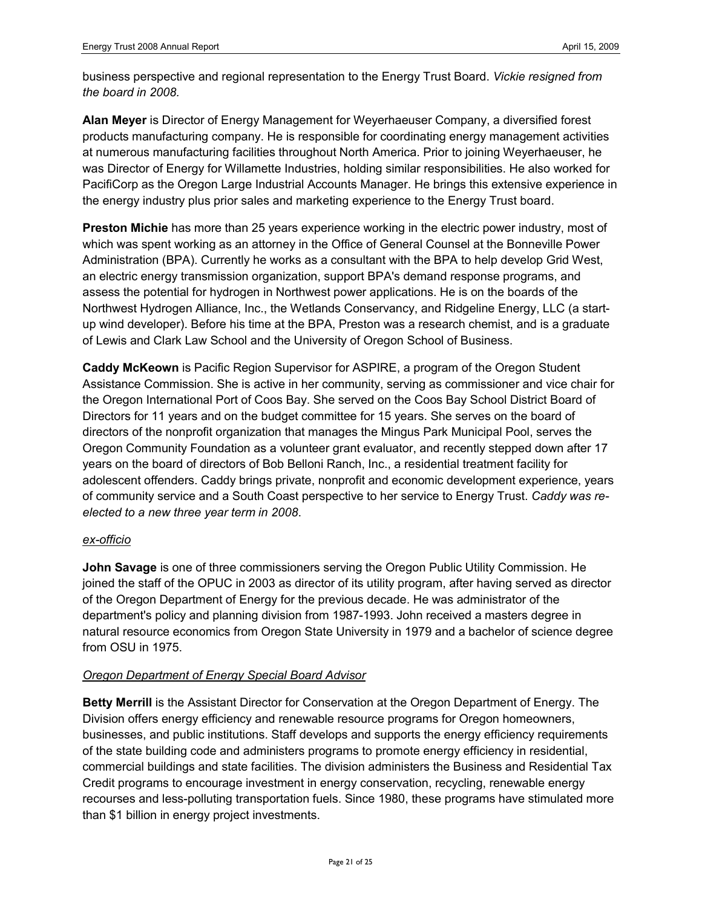business perspective and regional representation to the Energy Trust Board. *Vickie resigned from the board in 2008.*

**Alan Meyer** is Director of Energy Management for Weyerhaeuser Company, a diversified forest products manufacturing company. He is responsible for coordinating energy management activities at numerous manufacturing facilities throughout North America. Prior to joining Weyerhaeuser, he was Director of Energy for Willamette Industries, holding similar responsibilities. He also worked for PacifiCorp as the Oregon Large Industrial Accounts Manager. He brings this extensive experience in the energy industry plus prior sales and marketing experience to the Energy Trust board.

**Preston Michie** has more than 25 years experience working in the electric power industry, most of which was spent working as an attorney in the Office of General Counsel at the Bonneville Power Administration (BPA). Currently he works as a consultant with the BPA to help develop Grid West, an electric energy transmission organization, support BPA's demand response programs, and assess the potential for hydrogen in Northwest power applications. He is on the boards of the Northwest Hydrogen Alliance, Inc., the Wetlands Conservancy, and Ridgeline Energy, LLC (a start-up wind developer). Before his time at the BPA, Preston was a research chemist, and is a graduate of Lewis and Clark Law School and the University of Oregon School of Business.

**Caddy McKeown** is Pacific Region Supervisor for ASPIRE, a program of the Oregon Student Assistance Commission. She is active in her community, serving as commissioner and vice chair for the Oregon International Port of Coos Bay. She served on the Coos Bay School District Board of Directors for 11 years and on the budget committee for 15 years. She serves on the board of directors of the nonprofit organization that manages the Mingus Park Municipal Pool, serves the Oregon Community Foundation as a volunteer grant evaluator, and recently stepped down after 17 years on the board of directors of Bob Belloni Ranch, Inc., a residential treatment facility for adolescent offenders. Caddy brings private, nonprofit and economic development experience, years of community service and a South Coast perspective to her service to Energy Trust. *Caddy was re-elected to a new three year term in 2008.*

*ex-officio*

**John Savage** is one of three commissioners serving the Oregon Public Utility Commission. He joined the staff of the OPUC in 2003 as director of its utility program, after having served as director of the Oregon Department of Energy for the previous decade. He was administrator of the department's policy and planning division from 1987-1993. John received a masters degree in natural resource economics from Oregon State University in 1979 and a bachelor of science degree from OSU in 1975.

*Oregon Department of Energy Special Board Advisor*

**Betty Merrill** is the Assistant Director for Conservation at the Oregon Department of Energy. The Division offers energy efficiency and renewable resource programs for Oregon homeowners, businesses, and public institutions. Staff develops and supports the energy efficiency requirements of the state building code and administers programs to promote energy efficiency in residential, commercial buildings and state facilities. The division administers the Business and Residential Tax Credit programs to encourage investment in energy conservation, recycling, renewable energy recourses and less-polluting transportation fuels. Since 1980, these programs have stimulated more than $1 billion in energy project investments.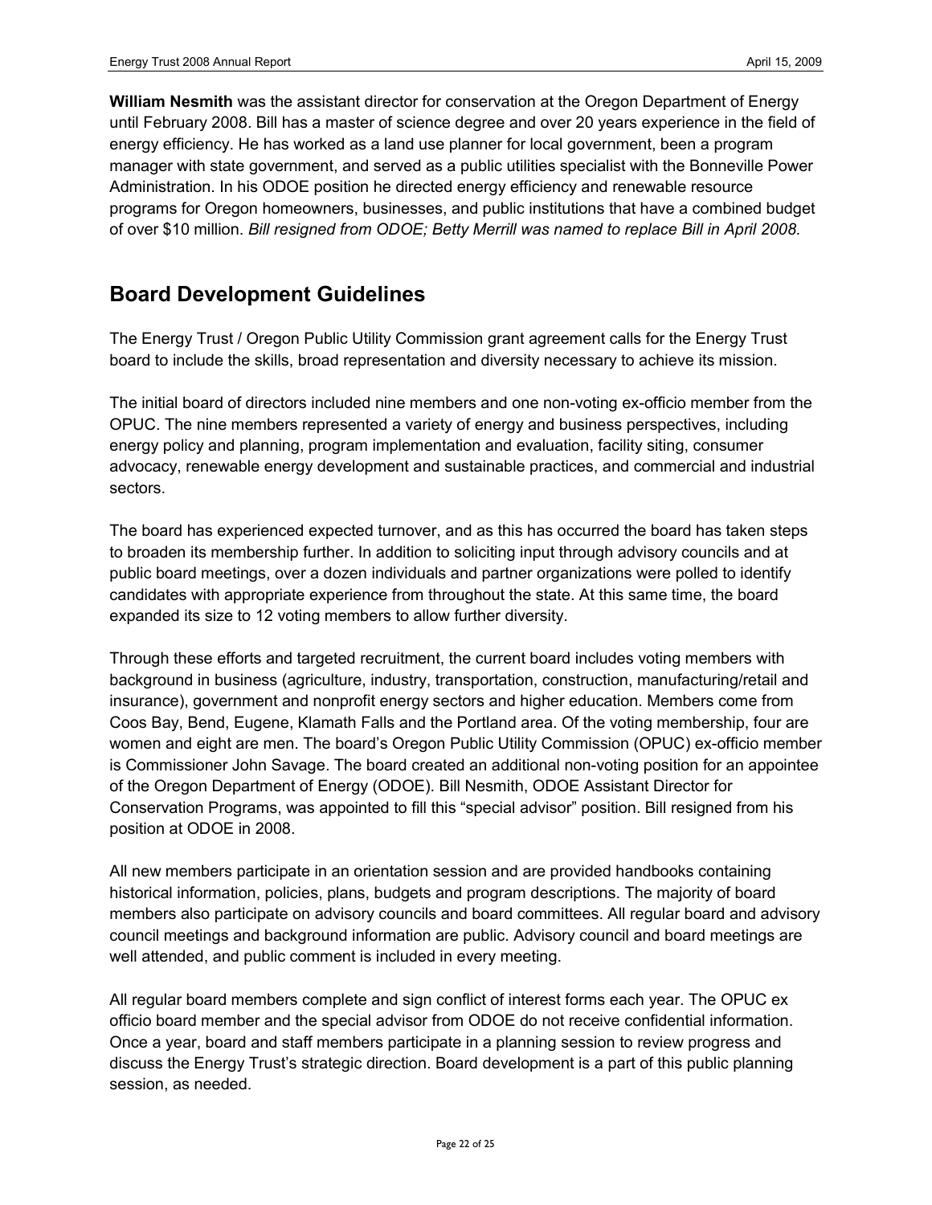**William Nesmith** was the assistant director for conservation at the Oregon Department of Energy until February 2008. Bill has a master of science degree and over 20 years experience in the field of energy efficiency. He has worked as a land use planner for local government, been a program manager with state government, and served as a public utilities specialist with the Bonneville Power Administration. In his ODOE position he directed energy efficiency and renewable resource programs for Oregon homeowners, businesses, and public institutions that have a combined budget of over $10 million. *Bill resigned from ODOE; Betty Merrill was named to replace Bill in April 2008.*

## Board Development Guidelines

The Energy Trust / Oregon Public Utility Commission grant agreement calls for the Energy Trust board to include the skills, broad representation and diversity necessary to achieve its mission.

The initial board of directors included nine members and one non-voting ex-officio member from the OPUC. The nine members represented a variety of energy and business perspectives, including energy policy and planning, program implementation and evaluation, facility siting, consumer advocacy, renewable energy development and sustainable practices, and commercial and industrial sectors.

The board has experienced expected turnover, and as this has occurred the board has taken steps to broaden its membership further. In addition to soliciting input through advisory councils and at public board meetings, over a dozen individuals and partner organizations were polled to identify candidates with appropriate experience from throughout the state. At this same time, the board expanded its size to 12 voting members to allow further diversity.

Through these efforts and targeted recruitment, the current board includes voting members with background in business (agriculture, industry, transportation, construction, manufacturing/retail and insurance), government and nonprofit energy sectors and higher education. Members come from Coos Bay, Bend, Eugene, Klamath Falls and the Portland area. Of the voting membership, four are women and eight are men. The board's Oregon Public Utility Commission (OPUC) ex-officio member is Commissioner John Savage. The board created an additional non-voting position for an appointee of the Oregon Department of Energy (ODOE). Bill Nesmith, ODOE Assistant Director for Conservation Programs, was appointed to fill this "special advisor" position. Bill resigned from his position at ODOE in 2008.

All new members participate in an orientation session and are provided handbooks containing historical information, policies, plans, budgets and program descriptions. The majority of board members also participate on advisory councils and board committees. All regular board and advisory council meetings and background information are public. Advisory council and board meetings are well attended, and public comment is included in every meeting.

All regular board members complete and sign conflict of interest forms each year. The OPUC ex officio board member and the special advisor from ODOE do not receive confidential information. Once a year, board and staff members participate in a planning session to review progress and discuss the Energy Trust's strategic direction. Board development is a part of this public planning session, as needed.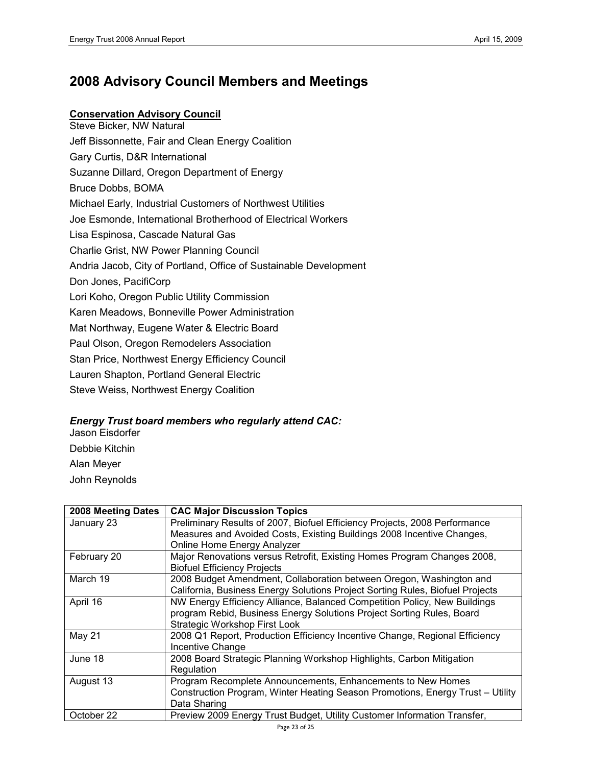# 2008 Advisory Council Members and Meetings

**Conservation Advisory Council**

Steve Bicker, NW Natural
Jeff Bissonnette, Fair and Clean Energy Coalition
Gary Curtis, D&R International
Suzanne Dillard, Oregon Department of Energy
Bruce Dobbs, BOMA
Michael Early, Industrial Customers of Northwest Utilities
Joe Esmonde, International Brotherhood of Electrical Workers
Lisa Espinosa, Cascade Natural Gas
Charlie Grist, NW Power Planning Council
Andria Jacob, City of Portland, Office of Sustainable Development
Don Jones, PacifiCorp
Lori Koho, Oregon Public Utility Commission
Karen Meadows, Bonneville Power Administration
Mat Northway, Eugene Water & Electric Board
Paul Olson, Oregon Remodelers Association
Stan Price, Northwest Energy Efficiency Council
Lauren Shapton, Portland General Electric
Steve Weiss, Northwest Energy Coalition

***Energy Trust board members who regularly attend CAC:***

Jason Eisdorfer
Debbie Kitchin
Alan Meyer
John Reynolds

| 2008 Meeting Dates | CAC Major Discussion Topics |
|---|---|
| January 23 | Preliminary Results of 2007, Biofuel Efficiency Projects, 2008 Performance Measures and Avoided Costs, Existing Buildings 2008 Incentive Changes, Online Home Energy Analyzer |
| February 20 | Major Renovations versus Retrofit, Existing Homes Program Changes 2008, Biofuel Efficiency Projects |
| March 19 | 2008 Budget Amendment, Collaboration between Oregon, Washington and California, Business Energy Solutions Project Sorting Rules, Biofuel Projects |
| April 16 | NW Energy Efficiency Alliance, Balanced Competition Policy, New Buildings program Rebid, Business Energy Solutions Project Sorting Rules, Board Strategic Workshop First Look |
| May 21 | 2008 Q1 Report, Production Efficiency Incentive Change, Regional Efficiency Incentive Change |
| June 18 | 2008 Board Strategic Planning Workshop Highlights, Carbon Mitigation Regulation |
| August 13 | Program Recomplete Announcements, Enhancements to New Homes Construction Program, Winter Heating Season Promotions, Energy Trust – Utility Data Sharing |
| October 22 | Preview 2009 Energy Trust Budget, Utility Customer Information Transfer, |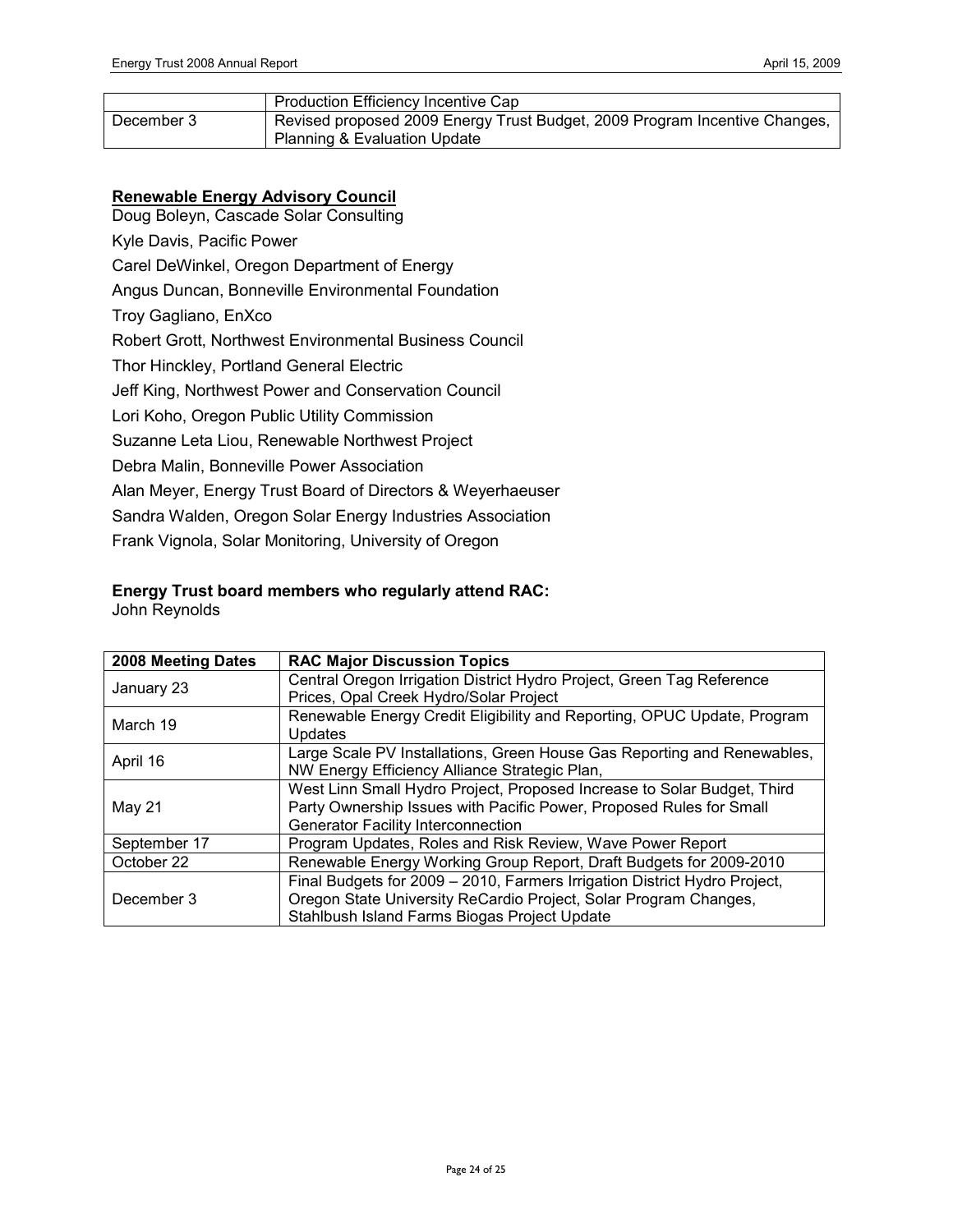| | |
|---|---|
| | Production Efficiency Incentive Cap |
| December 3 | Revised proposed 2009 Energy Trust Budget, 2009 Program Incentive Changes, Planning & Evaluation Update |

**Renewable Energy Advisory Council**

Doug Boleyn, Cascade Solar Consulting

Kyle Davis, Pacific Power

Carel DeWinkel, Oregon Department of Energy

Angus Duncan, Bonneville Environmental Foundation

Troy Gagliano, EnXco

Robert Grott, Northwest Environmental Business Council

Thor Hinckley, Portland General Electric

Jeff King, Northwest Power and Conservation Council

Lori Koho, Oregon Public Utility Commission

Suzanne Leta Liou, Renewable Northwest Project

Debra Malin, Bonneville Power Association

Alan Meyer, Energy Trust Board of Directors & Weyerhaeuser

Sandra Walden, Oregon Solar Energy Industries Association

Frank Vignola, Solar Monitoring, University of Oregon

**Energy Trust board members who regularly attend RAC:**

John Reynolds

| 2008 Meeting Dates | RAC Major Discussion Topics |
|---|---|
| January 23 | Central Oregon Irrigation District Hydro Project, Green Tag Reference Prices, Opal Creek Hydro/Solar Project |
| March 19 | Renewable Energy Credit Eligibility and Reporting, OPUC Update, Program Updates |
| April 16 | Large Scale PV Installations, Green House Gas Reporting and Renewables, NW Energy Efficiency Alliance Strategic Plan, |
| May 21 | West Linn Small Hydro Project, Proposed Increase to Solar Budget, Third Party Ownership Issues with Pacific Power, Proposed Rules for Small Generator Facility Interconnection |
| September 17 | Program Updates, Roles and Risk Review, Wave Power Report |
| October 22 | Renewable Energy Working Group Report, Draft Budgets for 2009-2010 |
| December 3 | Final Budgets for 2009 – 2010, Farmers Irrigation District Hydro Project, Oregon State University ReCardio Project, Solar Program Changes, Stahlbush Island Farms Biogas Project Update |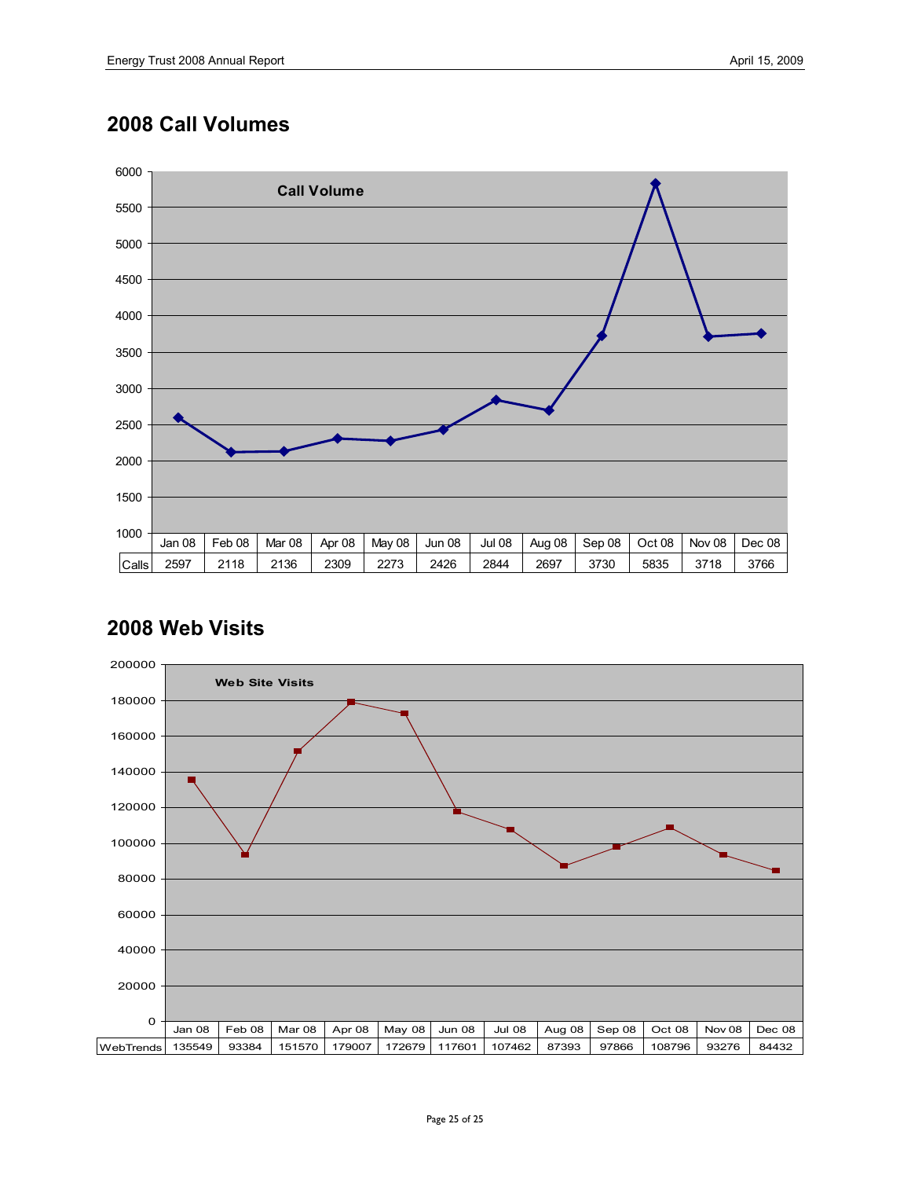## 2008 Call Volumes

Call Volume

6000
5500
5000
4500
4000
3500
3000
2500
2000
1500
1000

Jan 08 Feb 08 Mar 08 Apr 08 May 08 Jun 08 Jul 08 Aug 08 Sep 08 Oct 08 Nov 08 Dec 08

Calls 2597 2118 2136 2309 2273 2426 2844 2697 3730 5835 3718 3766

## 2008 Web Visits

Web Site Visits

200000
180000
160000
140000
120000
100000
80000
60000
40000
20000
0

Jan 08 Feb 08 Mar 08 Apr 08 May 08 Jun 08 Jul 08 Aug 08 Sep 08 Oct 08 Nov 08 Dec 08

WebTrends 135549 93384 151570 179007 172679 117601 107462 87393 97866 108796 93276 84432